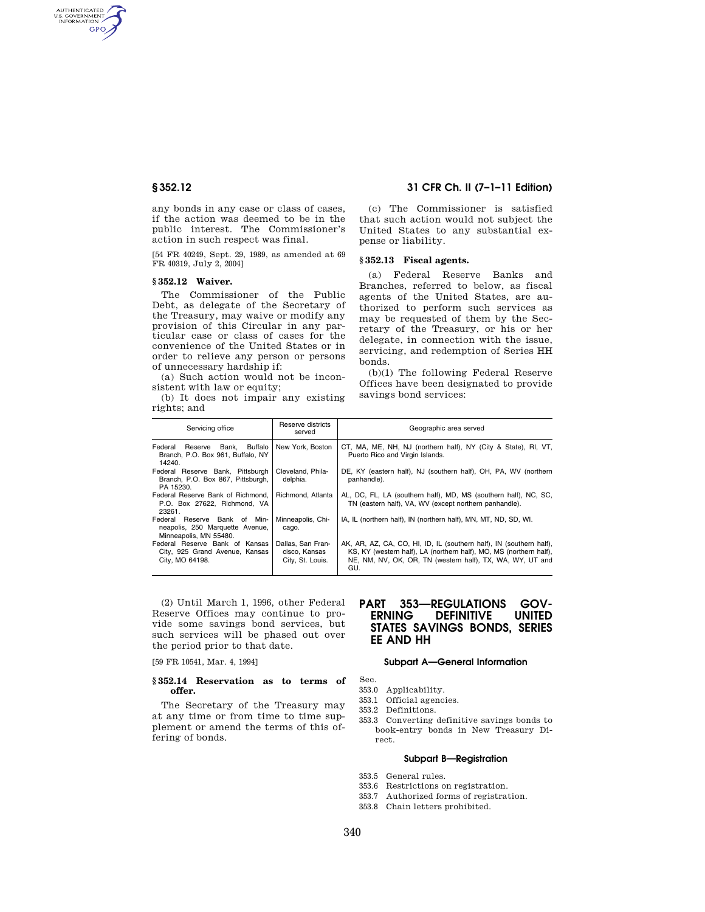any bonds in any case or class of cases, if the action was deemed to be in the public interest. The Commissioner's action in such respect was final.

[54 FR 40249, Sept. 29, 1989, as amended at 69 FR 40319, July 2, 2004]

### § 352.12 Waiver.

The Commissioner of the Public Debt, as delegate of the Secretary of the Treasury, may waive or modify any provision of this Circular in any particular case or class of cases for the convenience of the United States or in order to relieve any person or persons of unnecessary hardship if:

(a) Such action would not be inconsistent with law or equity;

(b) It does not impair any existing rights; and

(c) The Commissioner is satisfied that such action would not subject the United States to any substantial expense or liability.

### § 352.13 Fiscal agents.

(a) Federal Reserve Banks and Branches, referred to below, as fiscal agents of the United States, are authorized to perform such services as may be requested of them by the Secretary of the Treasury, or his or her delegate, in connection with the issue, servicing, and redemption of Series HH bonds.

(b)(1) The following Federal Reserve Offices have been designated to provide savings bond services:

| Servicing office | Reserve districts served | Geographic area served |
|---|---|---|
| Federal Reserve Bank, Buffalo Branch, P.O. Box 961, Buffalo, NY 14240. | New York, Boston | CT, MA, ME, NH, NJ (northern half), NY (City & State), RI, VT, Puerto Rico and Virgin Islands. |
| Federal Reserve Bank, Pittsburgh Branch, P.O. Box 867, Pittsburgh, PA 15230. | Cleveland, Philadelphia. | DE, KY (eastern half), NJ (southern half), OH, PA, WV (northern panhandle). |
| Federal Reserve Bank of Richmond, P.O. Box 27622, Richmond, VA 23261. | Richmond, Atlanta | AL, DC, FL, LA (southern half), MD, MS (southern half), NC, SC, TN (eastern half), VA, WV (except northern panhandle). |
| Federal Reserve Bank of Minneapolis, 250 Marquette Avenue, Minneapolis, MN 55480. | Minneapolis, Chicago. | IA, IL (northern half), IN (northern half), MN, MT, ND, SD, WI. |
| Federal Reserve Bank of Kansas City, 925 Grand Avenue, Kansas City, MO 64198. | Dallas, San Francisco, Kansas City, St. Louis. | AK, AR, AZ, CA, CO, HI, ID, IL (southern half), IN (southern half), KS, KY (western half), LA (northern half), MO, MS (northern half), NE, NM, NV, OK, OR, TN (western half), TX, WA, WY, UT and GU. |

(2) Until March 1, 1996, other Federal Reserve Offices may continue to provide some savings bond services, but such services will be phased out over the period prior to that date.

[59 FR 10541, Mar. 4, 1994]

### § 352.14 Reservation as to terms of offer.

The Secretary of the Treasury may at any time or from time to time supplement or amend the terms of this offering of bonds.

## PART 353—REGULATIONS GOVERNING DEFINITIVE UNITED STATES SAVINGS BONDS, SERIES EE AND HH

### Subpart A—General Information

Sec.

353.0 Applicability.

353.1 Official agencies.

353.2 Definitions.

353.3 Converting definitive savings bonds to book-entry bonds in New Treasury Direct.

### Subpart B—Registration

353.5 General rules.

353.6 Restrictions on registration.

353.7 Authorized forms of registration.

353.8 Chain letters prohibited.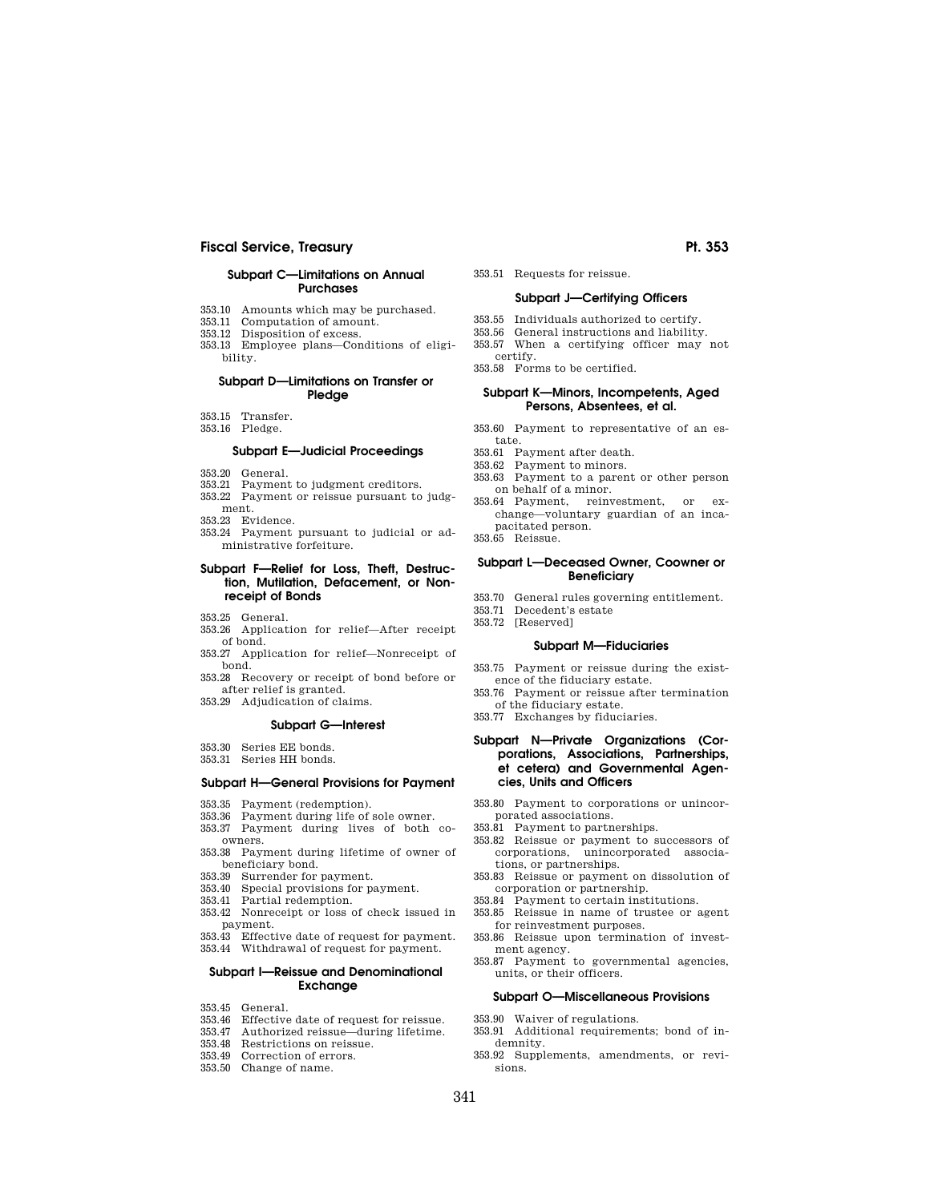### Subpart C—Limitations on Annual Purchases

353.10 Amounts which may be purchased.
353.11 Computation of amount.
353.12 Disposition of excess.
353.13 Employee plans—Conditions of eligibility.

### Subpart D—Limitations on Transfer or Pledge

353.15 Transfer.
353.16 Pledge.

### Subpart E—Judicial Proceedings

353.20 General.
353.21 Payment to judgment creditors.
353.22 Payment or reissue pursuant to judgment.
353.23 Evidence.
353.24 Payment pursuant to judicial or administrative forfeiture.

### Subpart F—Relief for Loss, Theft, Destruction, Mutilation, Defacement, or Nonreceipt of Bonds

353.25 General.
353.26 Application for relief—After receipt of bond.
353.27 Application for relief—Nonreceipt of bond.
353.28 Recovery or receipt of bond before or after relief is granted.
353.29 Adjudication of claims.

### Subpart G—Interest

353.30 Series EE bonds.
353.31 Series HH bonds.

### Subpart H—General Provisions for Payment

353.35 Payment (redemption).
353.36 Payment during life of sole owner.
353.37 Payment during lives of both coowners.
353.38 Payment during lifetime of owner of beneficiary bond.
353.39 Surrender for payment.
353.40 Special provisions for payment.
353.41 Partial redemption.
353.42 Nonreceipt or loss of check issued in payment.
353.43 Effective date of request for payment.
353.44 Withdrawal of request for payment.

### Subpart I—Reissue and Denominational Exchange

353.45 General.
353.46 Effective date of request for reissue.
353.47 Authorized reissue—during lifetime.
353.48 Restrictions on reissue.
353.49 Correction of errors.
353.50 Change of name.
353.51 Requests for reissue.

### Subpart J—Certifying Officers

353.55 Individuals authorized to certify.
353.56 General instructions and liability.
353.57 When a certifying officer may not certify.
353.58 Forms to be certified.

### Subpart K—Minors, Incompetents, Aged Persons, Absentees, et al.

353.60 Payment to representative of an estate.
353.61 Payment after death.
353.62 Payment to minors.
353.63 Payment to a parent or other person on behalf of a minor.
353.64 Payment, reinvestment, or exchange—voluntary guardian of an incapacitated person.
353.65 Reissue.

### Subpart L—Deceased Owner, Coowner or Beneficiary

353.70 General rules governing entitlement.
353.71 Decedent's estate
353.72 [Reserved]

### Subpart M—Fiduciaries

353.75 Payment or reissue during the existence of the fiduciary estate.
353.76 Payment or reissue after termination of the fiduciary estate.
353.77 Exchanges by fiduciaries.

### Subpart N—Private Organizations (Corporations, Associations, Partnerships, et cetera) and Governmental Agencies, Units and Officers

353.80 Payment to corporations or unincorporated associations.
353.81 Payment to partnerships.
353.82 Reissue or payment to successors of corporations, unincorporated associations, or partnerships.
353.83 Reissue or payment on dissolution of corporation or partnership.
353.84 Payment to certain institutions.
353.85 Reissue in name of trustee or agent for reinvestment purposes.
353.86 Reissue upon termination of investment agency.
353.87 Payment to governmental agencies, units, or their officers.

### Subpart O—Miscellaneous Provisions

353.90 Waiver of regulations.
353.91 Additional requirements; bond of indemnity.
353.92 Supplements, amendments, or revisions.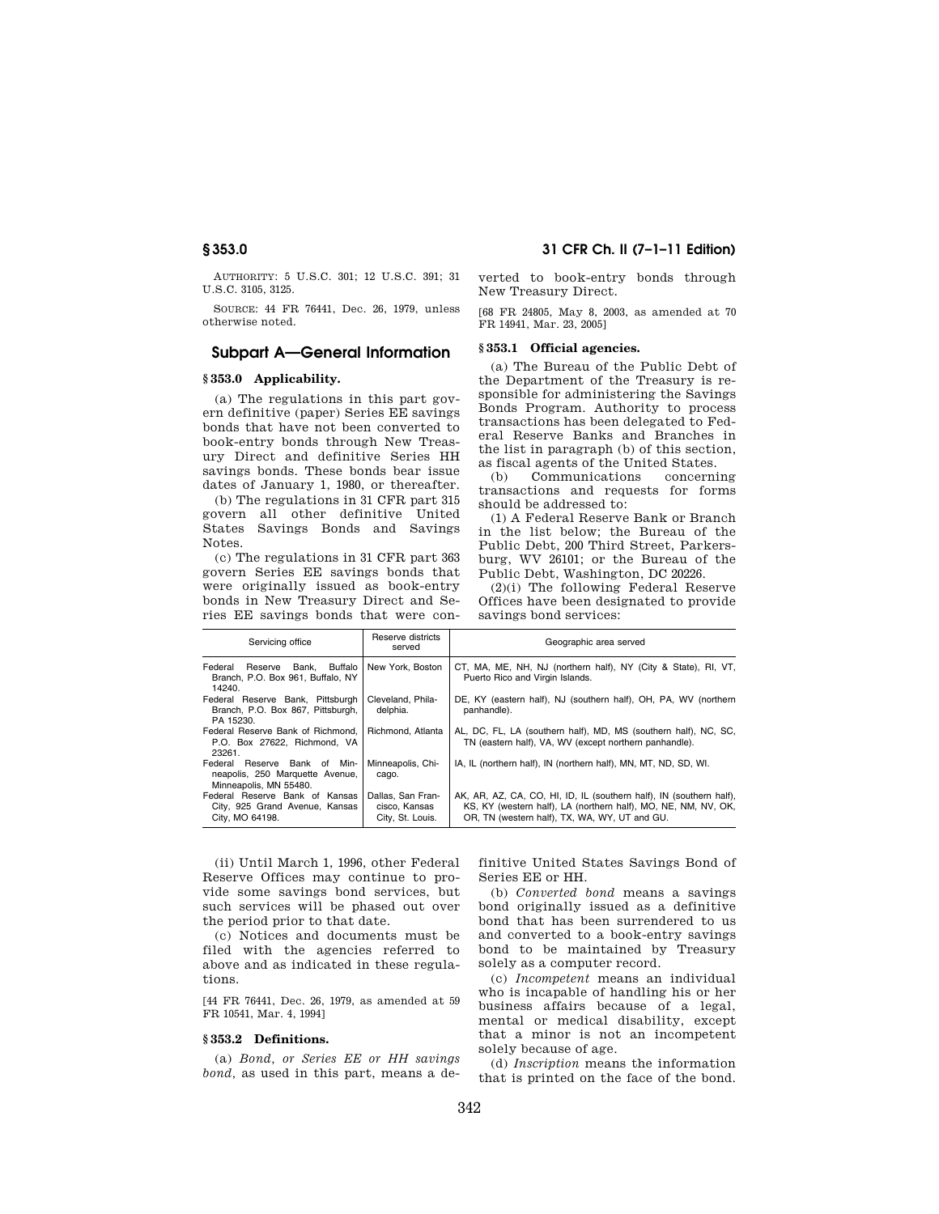AUTHORITY: 5 U.S.C. 301; 12 U.S.C. 391; 31 U.S.C. 3105, 3125.

SOURCE: 44 FR 76441, Dec. 26, 1979, unless otherwise noted.

## Subpart A—General Information

### § 353.0 Applicability.

(a) The regulations in this part govern definitive (paper) Series EE savings bonds that have not been converted to book-entry bonds through New Treasury Direct and definitive Series HH savings bonds. These bonds bear issue dates of January 1, 1980, or thereafter.

(b) The regulations in 31 CFR part 315 govern all other definitive United States Savings Bonds and Savings Notes.

(c) The regulations in 31 CFR part 363 govern Series EE savings bonds that were originally issued as book-entry bonds in New Treasury Direct and Series EE savings bonds that were converted to book-entry bonds through New Treasury Direct.

[68 FR 24805, May 8, 2003, as amended at 70 FR 14941, Mar. 23, 2005]

### § 353.1 Official agencies.

(a) The Bureau of the Public Debt of the Department of the Treasury is responsible for administering the Savings Bonds Program. Authority to process transactions has been delegated to Federal Reserve Banks and Branches in the list in paragraph (b) of this section, as fiscal agents of the United States.

(b) Communications concerning transactions and requests for forms should be addressed to:

(1) A Federal Reserve Bank or Branch in the list below; the Bureau of the Public Debt, 200 Third Street, Parkersburg, WV 26101; or the Bureau of the Public Debt, Washington, DC 20226.

(2)(i) The following Federal Reserve Offices have been designated to provide savings bond services:

| Servicing office | Reserve districts served | Geographic area served |
|---|---|---|
| Federal Reserve Bank, Buffalo Branch, P.O. Box 961, Buffalo, NY 14240. | New York, Boston | CT, MA, ME, NH, NJ (northern half), NY (City & State), RI, VT, Puerto Rico and Virgin Islands. |
| Federal Reserve Bank, Pittsburgh Branch, P.O. Box 867, Pittsburgh, PA 15230. | Cleveland, Philadelphia. | DE, KY (eastern half), NJ (southern half), OH, PA, WV (northern panhandle). |
| Federal Reserve Bank of Richmond, P.O. Box 27622, Richmond, VA 23261. | Richmond, Atlanta | AL, DC, FL, LA (southern half), MD, MS (southern half), NC, SC, TN (eastern half), VA, WV (except northern panhandle). |
| Federal Reserve Bank of Minneapolis, 250 Marquette Avenue, Minneapolis, MN 55480. | Minneapolis, Chicago. | IA, IL (northern half), IN (northern half), MN, MT, ND, SD, WI. |
| Federal Reserve Bank of Kansas City, 925 Grand Avenue, Kansas City, MO 64198. | Dallas, San Francisco, Kansas City, St. Louis. | AK, AR, AZ, CA, CO, HI, ID, IL (southern half), IN (southern half), KS, KY (western half), LA (northern half), MO, NE, NM, NV, OK, OR, TN (western half), TX, WA, WY, UT and GU. |

(ii) Until March 1, 1996, other Federal Reserve Offices may continue to provide some savings bond services, but such services will be phased out over the period prior to that date.

(c) Notices and documents must be filed with the agencies referred to above and as indicated in these regulations.

[44 FR 76441, Dec. 26, 1979, as amended at 59 FR 10541, Mar. 4, 1994]

### § 353.2 Definitions.

(a) *Bond, or Series EE or HH savings bond*, as used in this part, means a definitive United States Savings Bond of Series EE or HH.

(b) *Converted bond* means a savings bond originally issued as a definitive bond that has been surrendered to us and converted to a book-entry savings bond to be maintained by Treasury solely as a computer record.

(c) *Incompetent* means an individual who is incapable of handling his or her business affairs because of a legal, mental or medical disability, except that a minor is not an incompetent solely because of age.

(d) *Inscription* means the information that is printed on the face of the bond.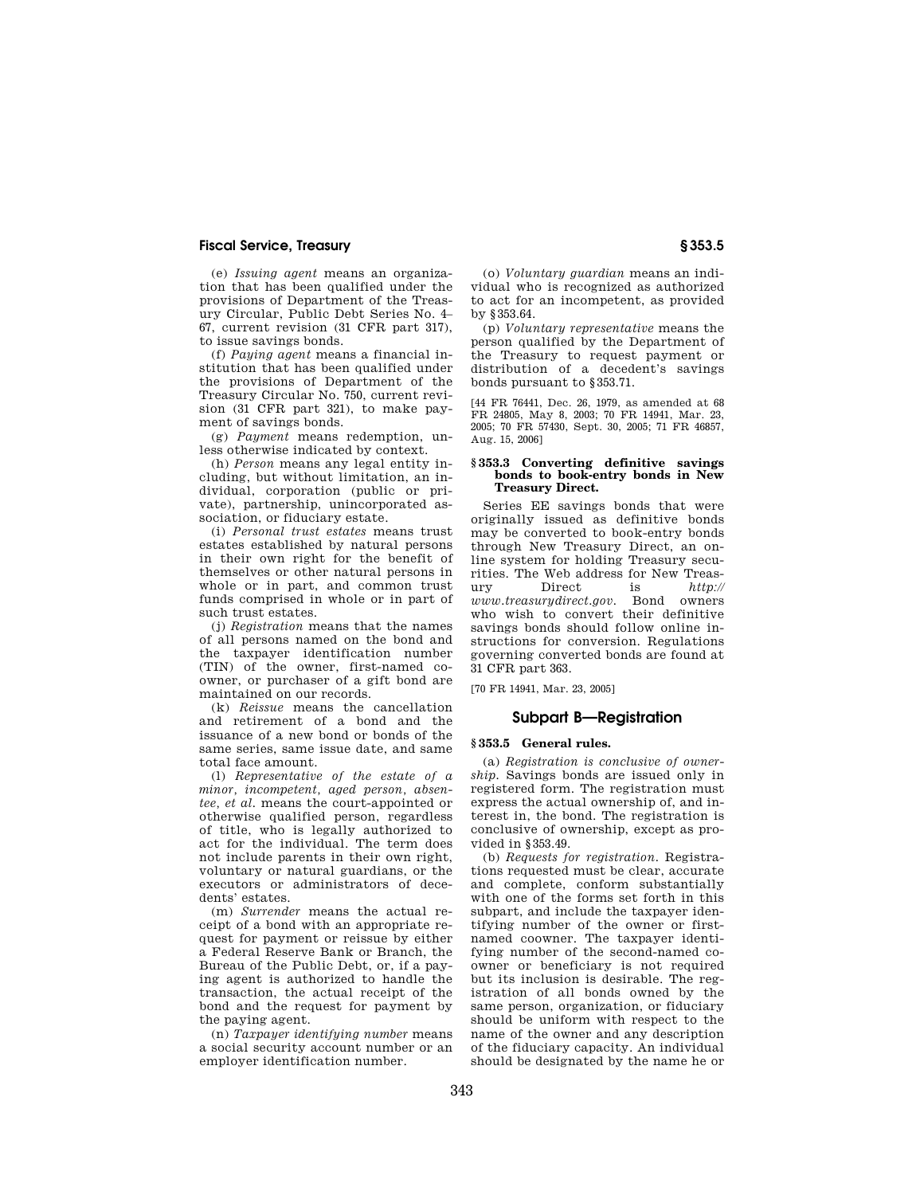(e) *Issuing agent* means an organization that has been qualified under the provisions of Department of the Treasury Circular, Public Debt Series No. 4–67, current revision (31 CFR part 317), to issue savings bonds.

(f) *Paying agent* means a financial institution that has been qualified under the provisions of Department of the Treasury Circular No. 750, current revision (31 CFR part 321), to make payment of savings bonds.

(g) *Payment* means redemption, unless otherwise indicated by context.

(h) *Person* means any legal entity including, but without limitation, an individual, corporation (public or private), partnership, unincorporated association, or fiduciary estate.

(i) *Personal trust estates* means trust estates established by natural persons in their own right for the benefit of themselves or other natural persons in whole or in part, and common trust funds comprised in whole or in part of such trust estates.

(j) *Registration* means that the names of all persons named on the bond and the taxpayer identification number (TIN) of the owner, first-named coowner, or purchaser of a gift bond are maintained on our records.

(k) *Reissue* means the cancellation and retirement of a bond and the issuance of a new bond or bonds of the same series, same issue date, and same total face amount.

(l) *Representative of the estate of a minor, incompetent, aged person, absentee, et al.* means the court-appointed or otherwise qualified person, regardless of title, who is legally authorized to act for the individual. The term does not include parents in their own right, voluntary or natural guardians, or the executors or administrators of decedents' estates.

(m) *Surrender* means the actual receipt of a bond with an appropriate request for payment or reissue by either a Federal Reserve Bank or Branch, the Bureau of the Public Debt, or, if a paying agent is authorized to handle the transaction, the actual receipt of the bond and the request for payment by the paying agent.

(n) *Taxpayer identifying number* means a social security account number or an employer identification number.

(o) *Voluntary guardian* means an individual who is recognized as authorized to act for an incompetent, as provided by §353.64.

(p) *Voluntary representative* means the person qualified by the Department of the Treasury to request payment or distribution of a decedent's savings bonds pursuant to §353.71.

[44 FR 76441, Dec. 26, 1979, as amended at 68 FR 24805, May 8, 2003; 70 FR 14941, Mar. 23, 2005; 70 FR 57430, Sept. 30, 2005; 71 FR 46857, Aug. 15, 2006]

### §353.3 Converting definitive savings bonds to book-entry bonds in New Treasury Direct.

Series EE savings bonds that were originally issued as definitive bonds may be converted to book-entry bonds through New Treasury Direct, an online system for holding Treasury securities. The Web address for New Treasury Direct is *http://www.treasurydirect.gov*. Bond owners who wish to convert their definitive savings bonds should follow online instructions for conversion. Regulations governing converted bonds are found at 31 CFR part 363.

[70 FR 14941, Mar. 23, 2005]

## Subpart B—Registration

### §353.5 General rules.

(a) *Registration is conclusive of ownership.* Savings bonds are issued only in registered form. The registration must express the actual ownership of, and interest in, the bond. The registration is conclusive of ownership, except as provided in §353.49.

(b) *Requests for registration.* Registrations requested must be clear, accurate and complete, conform substantially with one of the forms set forth in this subpart, and include the taxpayer identifying number of the owner or first-named coowner. The taxpayer identifying number of the second-named coowner or beneficiary is not required but its inclusion is desirable. The registration of all bonds owned by the same person, organization, or fiduciary should be uniform with respect to the name of the owner and any description of the fiduciary capacity. An individual should be designated by the name he or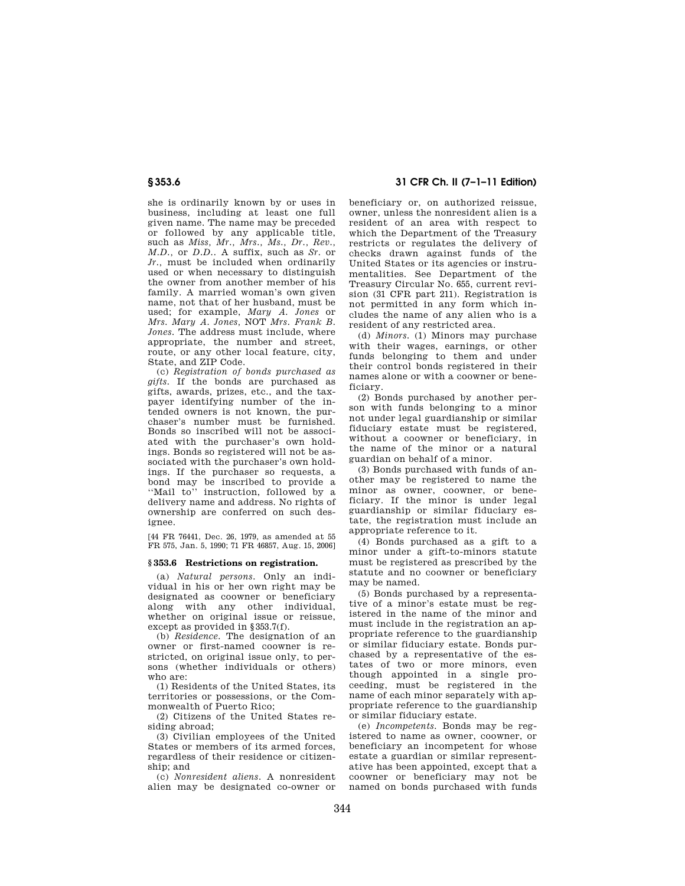she is ordinarily known by or uses in business, including at least one full given name. The name may be preceded or followed by any applicable title, such as *Miss, Mr., Mrs., Ms., Dr., Rev., M.D.,* or *D.D.*. A suffix, such as *Sr.* or *Jr.*, must be included when ordinarily used or when necessary to distinguish the owner from another member of his family. A married woman's own given name, not that of her husband, must be used; for example, *Mary A. Jones* or *Mrs. Mary A. Jones*, NOT *Mrs. Frank B. Jones*. The address must include, where appropriate, the number and street, route, or any other local feature, city, State, and ZIP Code.

(c) *Registration of bonds purchased as gifts.* If the bonds are purchased as gifts, awards, prizes, etc., and the taxpayer identifying number of the intended owners is not known, the purchaser's number must be furnished. Bonds so inscribed will not be associated with the purchaser's own holdings. Bonds so registered will not be associated with the purchaser's own holdings. If the purchaser so requests, a bond may be inscribed to provide a "Mail to" instruction, followed by a delivery name and address. No rights of ownership are conferred on such designee.

[44 FR 76441, Dec. 26, 1979, as amended at 55 FR 575, Jan. 5, 1990; 71 FR 46857, Aug. 15, 2006]

### § 353.6 Restrictions on registration.

(a) *Natural persons.* Only an individual in his or her own right may be designated as coowner or beneficiary along with any other individual, whether on original issue or reissue, except as provided in §353.7(f).

(b) *Residence.* The designation of an owner or first-named coowner is restricted, on original issue only, to persons (whether individuals or others) who are:

(1) Residents of the United States, its territories or possessions, or the Commonwealth of Puerto Rico;

(2) Citizens of the United States residing abroad;

(3) Civilian employees of the United States or members of its armed forces, regardless of their residence or citizenship; and

(c) *Nonresident aliens.* A nonresident alien may be designated co-owner or beneficiary or, on authorized reissue, owner, unless the nonresident alien is a resident of an area with respect to which the Department of the Treasury restricts or regulates the delivery of checks drawn against funds of the United States or its agencies or instrumentalities. See Department of the Treasury Circular No. 655, current revision (31 CFR part 211). Registration is not permitted in any form which includes the name of any alien who is a resident of any restricted area.

(d) *Minors.* (1) Minors may purchase with their wages, earnings, or other funds belonging to them and under their control bonds registered in their names alone or with a coowner or beneficiary.

(2) Bonds purchased by another person with funds belonging to a minor not under legal guardianship or similar fiduciary estate must be registered, without a coowner or beneficiary, in the name of the minor or a natural guardian on behalf of a minor.

(3) Bonds purchased with funds of another may be registered to name the minor as owner, coowner, or beneficiary. If the minor is under legal guardianship or similar fiduciary estate, the registration must include an appropriate reference to it.

(4) Bonds purchased as a gift to a minor under a gift-to-minors statute must be registered as prescribed by the statute and no coowner or beneficiary may be named.

(5) Bonds purchased by a representative of a minor's estate must be registered in the name of the minor and must include in the registration an appropriate reference to the guardianship or similar fiduciary estate. Bonds purchased by a representative of the estates of two or more minors, even though appointed in a single proceeding, must be registered in the name of each minor separately with appropriate reference to the guardianship or similar fiduciary estate.

(e) *Incompetents.* Bonds may be registered to name as owner, coowner, or beneficiary an incompetent for whose estate a guardian or similar representative has been appointed, except that a coowner or beneficiary may not be named on bonds purchased with funds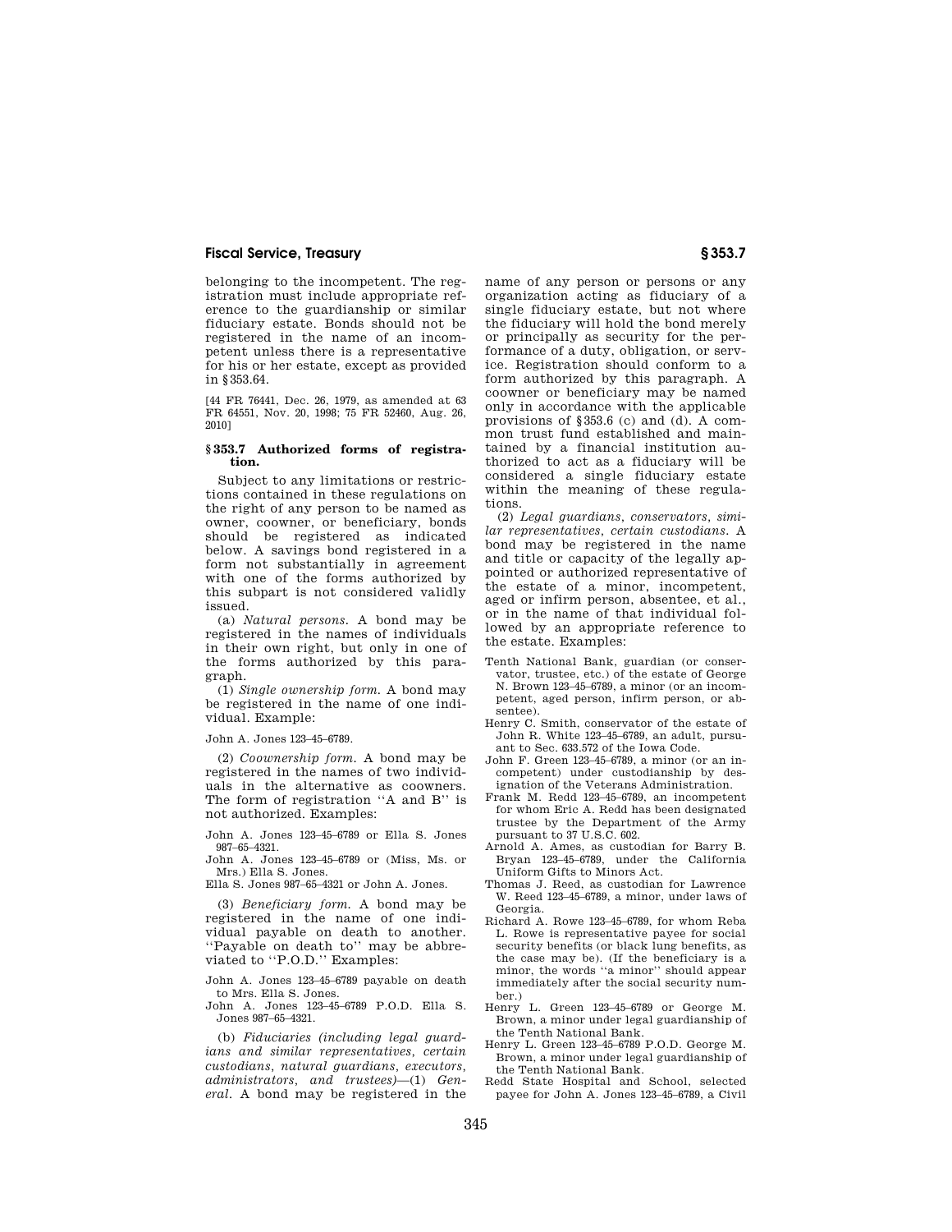belonging to the incompetent. The registration must include appropriate reference to the guardianship or similar fiduciary estate. Bonds should not be registered in the name of an incompetent unless there is a representative for his or her estate, except as provided in §353.64.

[44 FR 76441, Dec. 26, 1979, as amended at 63 FR 64551, Nov. 20, 1998; 75 FR 52460, Aug. 26, 2010]

### §353.7 Authorized forms of registration.

Subject to any limitations or restrictions contained in these regulations on the right of any person to be named as owner, coowner, or beneficiary, bonds should be registered as indicated below. A savings bond registered in a form not substantially in agreement with one of the forms authorized by this subpart is not considered validly issued.

(a) *Natural persons.* A bond may be registered in the names of individuals in their own right, but only in one of the forms authorized by this paragraph.

(1) *Single ownership form.* A bond may be registered in the name of one individual. Example:

John A. Jones 123–45–6789.

(2) *Coownership form.* A bond may be registered in the names of two individuals in the alternative as coowners. The form of registration ''A and B'' is not authorized. Examples:

John A. Jones 123–45–6789 or Ella S. Jones 987–65–4321.
John A. Jones 123–45–6789 or (Miss, Ms. or Mrs.) Ella S. Jones.
Ella S. Jones 987–65–4321 or John A. Jones.

(3) *Beneficiary form.* A bond may be registered in the name of one individual payable on death to another. ''Payable on death to'' may be abbreviated to ''P.O.D.'' Examples:

John A. Jones 123–45–6789 payable on death to Mrs. Ella S. Jones.
John A. Jones 123–45–6789 P.O.D. Ella S. Jones 987–65–4321.

(b) *Fiduciaries (including legal guardians and similar representatives, certain custodians, natural guardians, executors, administrators, and trustees)*—(1) *General.* A bond may be registered in the name of any person or persons or any organization acting as fiduciary of a single fiduciary estate, but not where the fiduciary will hold the bond merely or principally as security for the performance of a duty, obligation, or service. Registration should conform to a form authorized by this paragraph. A coowner or beneficiary may be named only in accordance with the applicable provisions of §353.6 (c) and (d). A common trust fund established and maintained by a financial institution authorized to act as a fiduciary will be considered a single fiduciary estate within the meaning of these regulations.

(2) *Legal guardians, conservators, similar representatives, certain custodians.* A bond may be registered in the name and title or capacity of the legally appointed or authorized representative of the estate of a minor, incompetent, aged or infirm person, absentee, et al., or in the name of that individual followed by an appropriate reference to the estate. Examples:

Tenth National Bank, guardian (or conservator, trustee, etc.) of the estate of George N. Brown 123–45–6789, a minor (or an incompetent, aged person, infirm person, or absentee).
Henry C. Smith, conservator of the estate of John R. White 123–45–6789, an adult, pursuant to Sec. 633.572 of the Iowa Code.
John F. Green 123–45–6789, a minor (or an incompetent) under custodianship by designation of the Veterans Administration.
Frank M. Redd 123–45–6789, an incompetent for whom Eric A. Redd has been designated trustee by the Department of the Army pursuant to 37 U.S.C. 602.
Arnold A. Ames, as custodian for Barry B. Bryan 123–45–6789, under the California Uniform Gifts to Minors Act.
Thomas J. Reed, as custodian for Lawrence W. Reed 123–45–6789, a minor, under laws of Georgia.
Richard A. Rowe 123–45–6789, for whom Reba L. Rowe is representative payee for social security benefits (or black lung benefits, as the case may be). (If the beneficiary is a minor, the words ''a minor'' should appear immediately after the social security number.)
Henry L. Green 123–45–6789 or George M. Brown, a minor under legal guardianship of the Tenth National Bank.
Henry L. Green 123–45–6789 P.O.D. George M. Brown, a minor under legal guardianship of the Tenth National Bank.
Redd State Hospital and School, selected payee for John A. Jones 123–45–6789, a Civil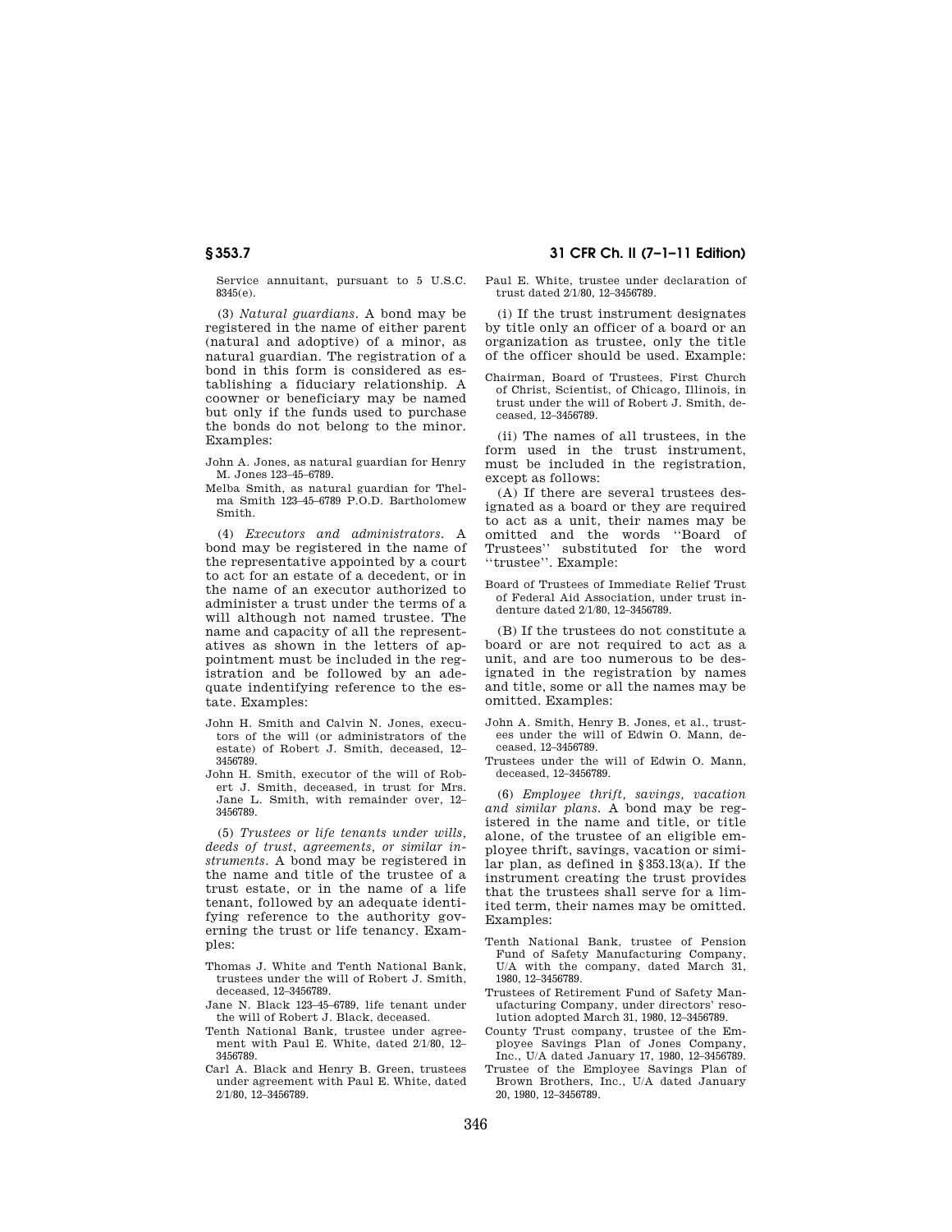Service annuitant, pursuant to 5 U.S.C. 8345(e).

(3) *Natural guardians.* A bond may be registered in the name of either parent (natural and adoptive) of a minor, as natural guardian. The registration of a bond in this form is considered as establishing a fiduciary relationship. A coowner or beneficiary may be named but only if the funds used to purchase the bonds do not belong to the minor. Examples:

John A. Jones, as natural guardian for Henry M. Jones 123–45–6789.

Melba Smith, as natural guardian for Thelma Smith 123–45–6789 P.O.D. Bartholomew Smith.

(4) *Executors and administrators.* A bond may be registered in the name of the representative appointed by a court to act for an estate of a decedent, or in the name of an executor authorized to administer a trust under the terms of a will although not named trustee. The name and capacity of all the representatives as shown in the letters of appointment must be included in the registration and be followed by an adequate indentifying reference to the estate. Examples:

John H. Smith and Calvin N. Jones, executors of the will (or administrators of the estate) of Robert J. Smith, deceased, 12–3456789.

John H. Smith, executor of the will of Robert J. Smith, deceased, in trust for Mrs. Jane L. Smith, with remainder over, 12–3456789.

(5) *Trustees or life tenants under wills, deeds of trust, agreements, or similar instruments.* A bond may be registered in the name and title of the trustee of a trust estate, or in the name of a life tenant, followed by an adequate identifying reference to the authority governing the trust or life tenancy. Examples:

Thomas J. White and Tenth National Bank, trustees under the will of Robert J. Smith, deceased, 12–3456789.

Jane N. Black 123–45–6789, life tenant under the will of Robert J. Black, deceased.

Tenth National Bank, trustee under agreement with Paul E. White, dated 2/1/80, 12–3456789.

Carl A. Black and Henry B. Green, trustees under agreement with Paul E. White, dated 2/1/80, 12–3456789.

Paul E. White, trustee under declaration of trust dated 2/1/80, 12–3456789.

(i) If the trust instrument designates by title only an officer of a board or an organization as trustee, only the title of the officer should be used. Example:

Chairman, Board of Trustees, First Church of Christ, Scientist, of Chicago, Illinois, in trust under the will of Robert J. Smith, deceased, 12–3456789.

(ii) The names of all trustees, in the form used in the trust instrument, must be included in the registration, except as follows:

(A) If there are several trustees designated as a board or they are required to act as a unit, their names may be omitted and the words ''Board of Trustees'' substituted for the word ''trustee''. Example:

Board of Trustees of Immediate Relief Trust of Federal Aid Association, under trust indenture dated 2/1/80, 12–3456789.

(B) If the trustees do not constitute a board or are not required to act as a unit, and are too numerous to be designated in the registration by names and title, some or all the names may be omitted. Examples:

John A. Smith, Henry B. Jones, et al., trustees under the will of Edwin O. Mann, deceased, 12–3456789.

Trustees under the will of Edwin O. Mann, deceased, 12–3456789.

(6) *Employee thrift, savings, vacation and similar plans.* A bond may be registered in the name and title, or title alone, of the trustee of an eligible employee thrift, savings, vacation or similar plan, as defined in §353.13(a). If the instrument creating the trust provides that the trustees shall serve for a limited term, their names may be omitted. Examples:

Tenth National Bank, trustee of Pension Fund of Safety Manufacturing Company, U/A with the company, dated March 31, 1980, 12–3456789.

Trustees of Retirement Fund of Safety Manufacturing Company, under directors' resolution adopted March 31, 1980, 12–3456789.

County Trust company, trustee of the Employee Savings Plan of Jones Company, Inc., U/A dated January 17, 1980, 12–3456789.

Trustee of the Employee Savings Plan of Brown Brothers, Inc., U/A dated January 20, 1980, 12–3456789.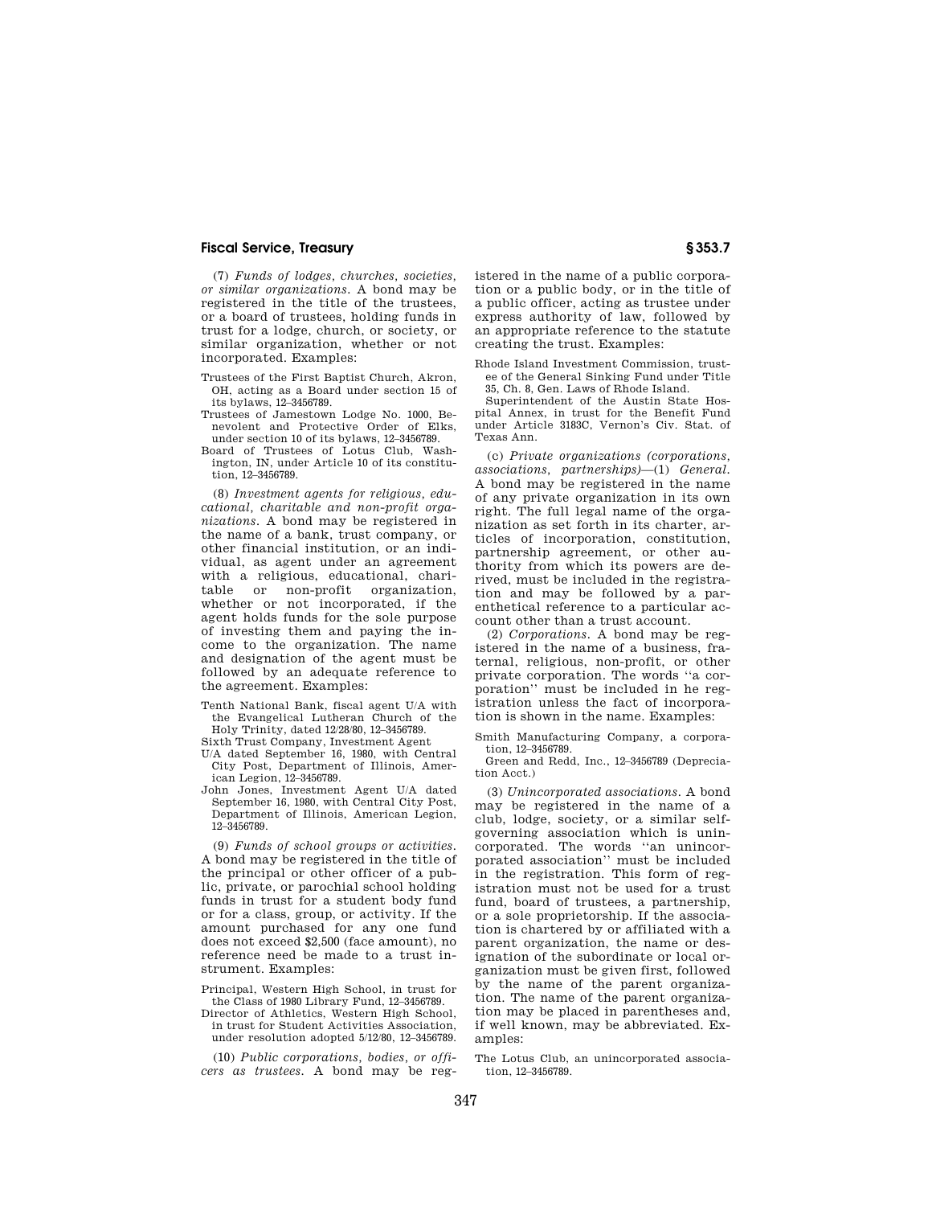(7) *Funds of lodges, churches, societies, or similar organizations.* A bond may be registered in the title of the trustees, or a board of trustees, holding funds in trust for a lodge, church, or society, or similar organization, whether or not incorporated. Examples:

Trustees of the First Baptist Church, Akron, OH, acting as a Board under section 15 of its bylaws, 12–3456789.

Trustees of Jamestown Lodge No. 1000, Benevolent and Protective Order of Elks, under section 10 of its bylaws, 12–3456789.

Board of Trustees of Lotus Club, Washington, IN, under Article 10 of its constitution, 12–3456789.

(8) *Investment agents for religious, educational, charitable and non-profit organizations.* A bond may be registered in the name of a bank, trust company, or other financial institution, or an individual, as agent under an agreement with a religious, educational, charitable or non-profit organization, whether or not incorporated, if the agent holds funds for the sole purpose of investing them and paying the income to the organization. The name and designation of the agent must be followed by an adequate reference to the agreement. Examples:

Tenth National Bank, fiscal agent U/A with the Evangelical Lutheran Church of the Holy Trinity, dated 12/28/80, 12–3456789.

Sixth Trust Company, Investment Agent U/A dated September 16, 1980, with Central City Post, Department of Illinois, American Legion, 12–3456789.

John Jones, Investment Agent U/A dated September 16, 1980, with Central City Post, Department of Illinois, American Legion, 12–3456789.

(9) *Funds of school groups or activities.* A bond may be registered in the title of the principal or other officer of a public, private, or parochial school holding funds in trust for a student body fund or for a class, group, or activity. If the amount purchased for any one fund does not exceed $2,500 (face amount), no reference need be made to a trust instrument. Examples:

Principal, Western High School, in trust for the Class of 1980 Library Fund, 12–3456789.

Director of Athletics, Western High School, in trust for Student Activities Association, under resolution adopted 5/12/80, 12–3456789.

(10) *Public corporations, bodies, or officers as trustees.* A bond may be registered in the name of a public corporation or a public body, or in the title of a public officer, acting as trustee under express authority of law, followed by an appropriate reference to the statute creating the trust. Examples:

Rhode Island Investment Commission, trustee of the General Sinking Fund under Title 35, Ch. 8, Gen. Laws of Rhode Island.

Superintendent of the Austin State Hospital Annex, in trust for the Benefit Fund under Article 3183C, Vernon's Civ. Stat. of Texas Ann.

(c) *Private organizations (corporations, associations, partnerships)*—(1) *General.* A bond may be registered in the name of any private organization in its own right. The full legal name of the organization as set forth in its charter, articles of incorporation, constitution, partnership agreement, or other authority from which its powers are derived, must be included in the registration and may be followed by a parenthetical reference to a particular account other than a trust account.

(2) *Corporations.* A bond may be registered in the name of a business, fraternal, religious, non-profit, or other private corporation. The words "a corporation" must be included in he registration unless the fact of incorporation is shown in the name. Examples:

Smith Manufacturing Company, a corporation, 12–3456789.

Green and Redd, Inc., 12–3456789 (Depreciation Acct.)

(3) *Unincorporated associations.* A bond may be registered in the name of a club, lodge, society, or a similar self-governing association which is unincorporated. The words "an unincorporated association" must be included in the registration. This form of registration must not be used for a trust fund, board of trustees, a partnership, or a sole proprietorship. If the association is chartered by or affiliated with a parent organization, the name or designation of the subordinate or local organization must be given first, followed by the name of the parent organization. The name of the parent organization may be placed in parentheses and, if well known, may be abbreviated. Examples:

The Lotus Club, an unincorporated association, 12–3456789.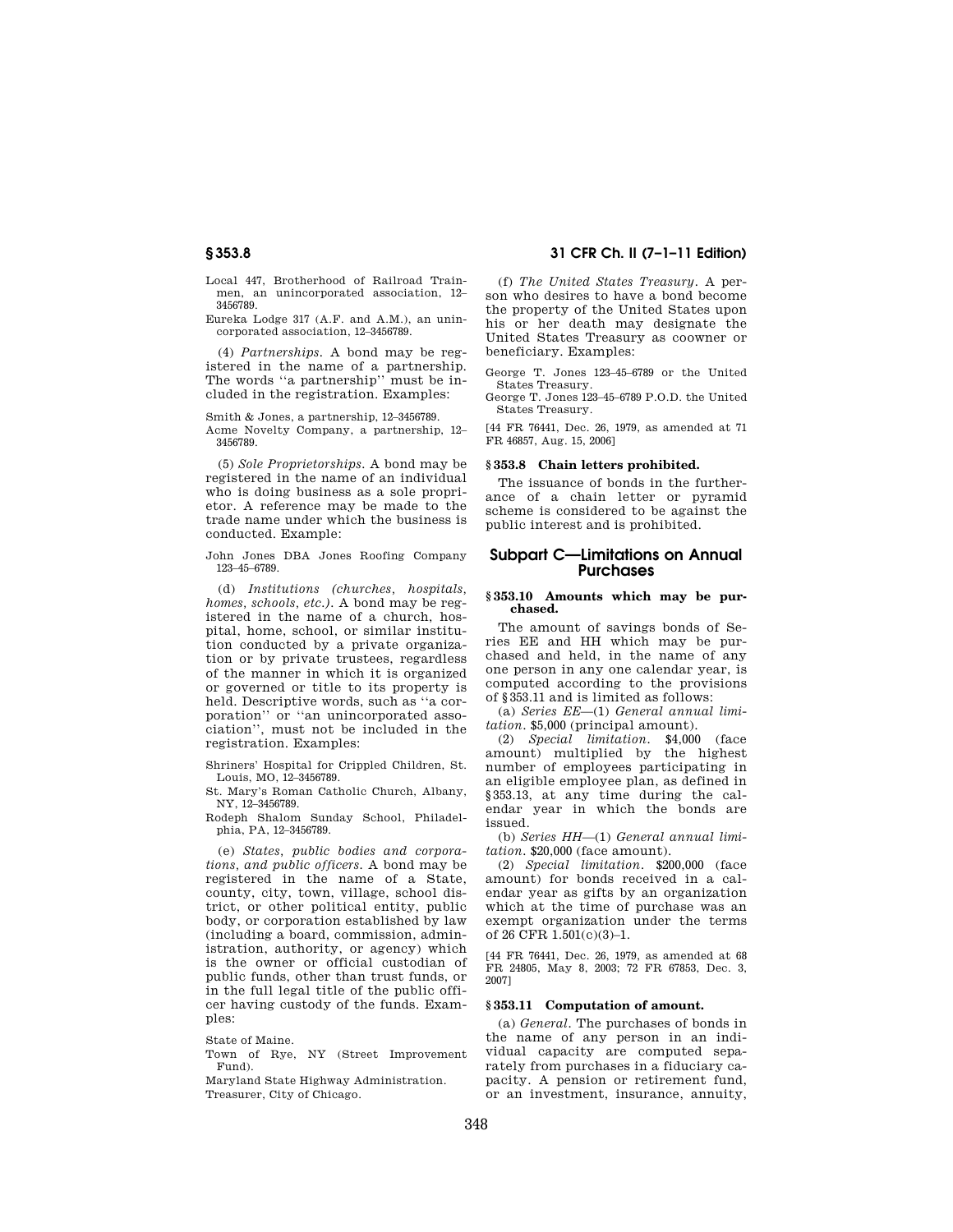Local 447, Brotherhood of Railroad Trainmen, an unincorporated association, 12–3456789.

Eureka Lodge 317 (A.F. and A.M.), an unincorporated association, 12–3456789.

(4) *Partnerships.* A bond may be registered in the name of a partnership. The words ''a partnership'' must be included in the registration. Examples:

Smith & Jones, a partnership, 12–3456789.

Acme Novelty Company, a partnership, 12–3456789.

(5) *Sole Proprietorships.* A bond may be registered in the name of an individual who is doing business as a sole proprietor. A reference may be made to the trade name under which the business is conducted. Example:

John Jones DBA Jones Roofing Company 123–45–6789.

(d) *Institutions (churches, hospitals, homes, schools, etc.).* A bond may be registered in the name of a church, hospital, home, school, or similar institution conducted by a private organization or by private trustees, regardless of the manner in which it is organized or governed or title to its property is held. Descriptive words, such as ''a corporation'' or ''an unincorporated association'', must not be included in the registration. Examples:

Shriners' Hospital for Crippled Children, St. Louis, MO, 12–3456789.

St. Mary's Roman Catholic Church, Albany, NY, 12–3456789.

Rodeph Shalom Sunday School, Philadelphia, PA, 12–3456789.

(e) *States, public bodies and corporations, and public officers.* A bond may be registered in the name of a State, county, city, town, village, school district, or other political entity, public body, or corporation established by law (including a board, commission, administration, authority, or agency) which is the owner or official custodian of public funds, other than trust funds, or in the full legal title of the public officer having custody of the funds. Examples:

State of Maine.

Town of Rye, NY (Street Improvement Fund).

Maryland State Highway Administration.

Treasurer, City of Chicago.

(f) *The United States Treasury.* A person who desires to have a bond become the property of the United States upon his or her death may designate the United States Treasury as coowner or beneficiary. Examples:

George T. Jones 123–45–6789 or the United States Treasury.

George T. Jones 123–45–6789 P.O.D. the United States Treasury.

[44 FR 76441, Dec. 26, 1979, as amended at 71 FR 46857, Aug. 15, 2006]

### § 353.8 Chain letters prohibited.

The issuance of bonds in the furtherance of a chain letter or pyramid scheme is considered to be against the public interest and is prohibited.

## Subpart C—Limitations on Annual Purchases

### § 353.10 Amounts which may be purchased.

The amount of savings bonds of Series EE and HH which may be purchased and held, in the name of any one person in any one calendar year, is computed according to the provisions of § 353.11 and is limited as follows:

(a) *Series EE*—(1) *General annual limitation.* $5,000 (principal amount).

(2) *Special limitation.* $4,000 (face amount) multiplied by the highest number of employees participating in an eligible employee plan, as defined in § 353.13, at any time during the calendar year in which the bonds are issued.

(b) *Series HH*—(1) *General annual limitation.* $20,000 (face amount).

(2) *Special limitation.* $200,000 (face amount) for bonds received in a calendar year as gifts by an organization which at the time of purchase was an exempt organization under the terms of 26 CFR 1.501(c)(3)–1.

[44 FR 76441, Dec. 26, 1979, as amended at 68 FR 24805, May 8, 2003; 72 FR 67853, Dec. 3, 2007]

### § 353.11 Computation of amount.

(a) *General.* The purchases of bonds in the name of any person in an individual capacity are computed separately from purchases in a fiduciary capacity. A pension or retirement fund, or an investment, insurance, annuity,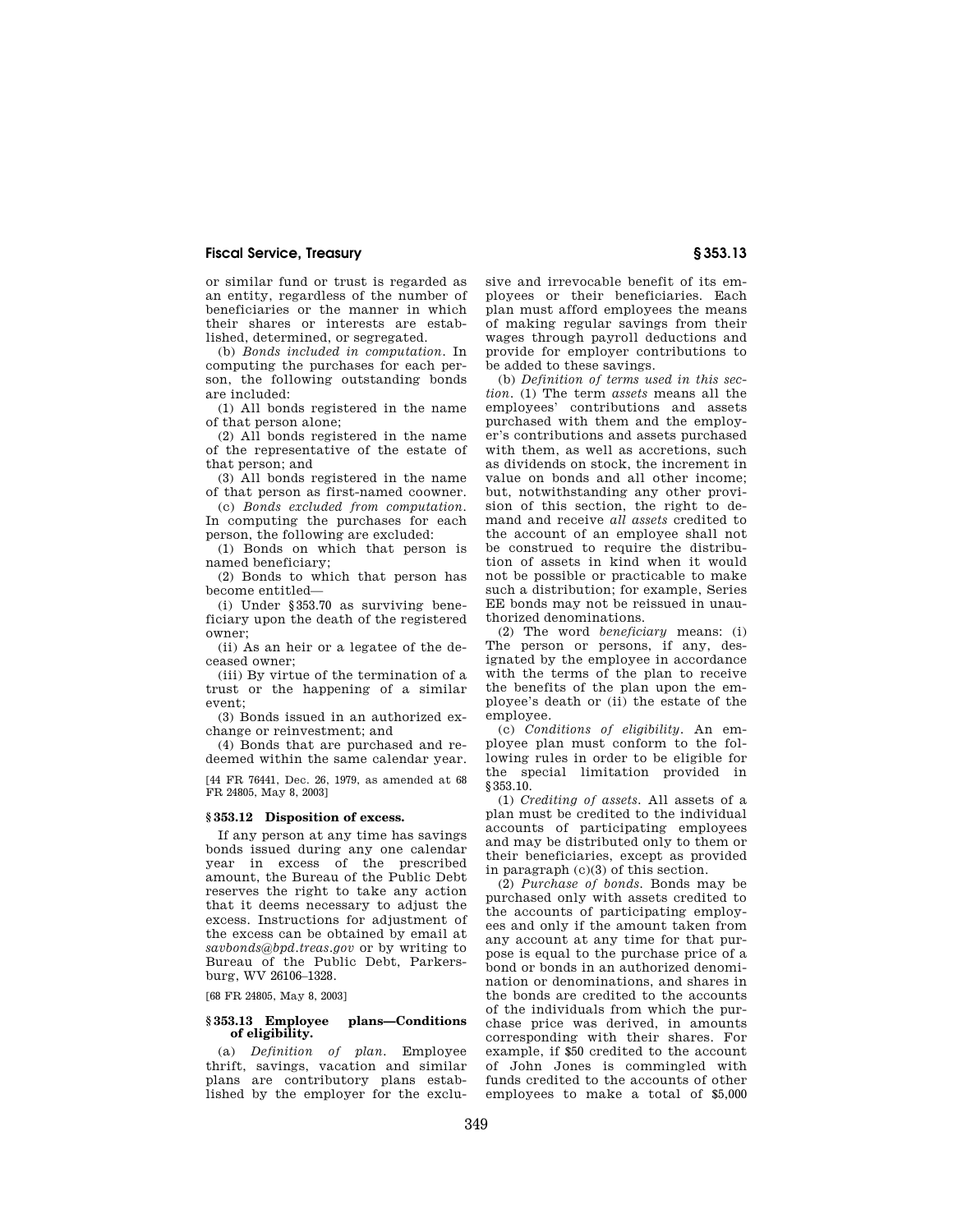or similar fund or trust is regarded as an entity, regardless of the number of beneficiaries or the manner in which their shares or interests are established, determined, or segregated.

(b) *Bonds included in computation.* In computing the purchases for each person, the following outstanding bonds are included:

(1) All bonds registered in the name of that person alone;

(2) All bonds registered in the name of the representative of the estate of that person; and

(3) All bonds registered in the name of that person as first-named coowner.

(c) *Bonds excluded from computation.* In computing the purchases for each person, the following are excluded:

(1) Bonds on which that person is named beneficiary;

(2) Bonds to which that person has become entitled—

(i) Under §353.70 as surviving beneficiary upon the death of the registered owner;

(ii) As an heir or a legatee of the deceased owner;

(iii) By virtue of the termination of a trust or the happening of a similar event;

(3) Bonds issued in an authorized exchange or reinvestment; and

(4) Bonds that are purchased and redeemed within the same calendar year.

[44 FR 76441, Dec. 26, 1979, as amended at 68 FR 24805, May 8, 2003]

### § 353.12 Disposition of excess.

If any person at any time has savings bonds issued during any one calendar year in excess of the prescribed amount, the Bureau of the Public Debt reserves the right to take any action that it deems necessary to adjust the excess. Instructions for adjustment of the excess can be obtained by email at *savbonds@bpd.treas.gov* or by writing to Bureau of the Public Debt, Parkersburg, WV 26106–1328.

[68 FR 24805, May 8, 2003]

### § 353.13 Employee plans—Conditions of eligibility.

(a) *Definition of plan.* Employee thrift, savings, vacation and similar plans are contributory plans established by the employer for the exclusive and irrevocable benefit of its employees or their beneficiaries. Each plan must afford employees the means of making regular savings from their wages through payroll deductions and provide for employer contributions to be added to these savings.

(b) *Definition of terms used in this section.* (1) The term *assets* means all the employees' contributions and assets purchased with them and the employer's contributions and assets purchased with them, as well as accretions, such as dividends on stock, the increment in value on bonds and all other income; but, notwithstanding any other provision of this section, the right to demand and receive *all assets* credited to the account of an employee shall not be construed to require the distribution of assets in kind when it would not be possible or practicable to make such a distribution; for example, Series EE bonds may not be reissued in unauthorized denominations.

(2) The word *beneficiary* means: (i) The person or persons, if any, designated by the employee in accordance with the terms of the plan to receive the benefits of the plan upon the employee's death or (ii) the estate of the employee.

(c) *Conditions of eligibility.* An employee plan must conform to the following rules in order to be eligible for the special limitation provided in §353.10.

(1) *Crediting of assets.* All assets of a plan must be credited to the individual accounts of participating employees and may be distributed only to them or their beneficiaries, except as provided in paragraph (c)(3) of this section.

(2) *Purchase of bonds.* Bonds may be purchased only with assets credited to the accounts of participating employees and only if the amount taken from any account at any time for that purpose is equal to the purchase price of a bond or bonds in an authorized denomination or denominations, and shares in the bonds are credited to the accounts of the individuals from which the purchase price was derived, in amounts corresponding with their shares. For example, if $50 credited to the account of John Jones is commingled with funds credited to the accounts of other employees to make a total of $5,000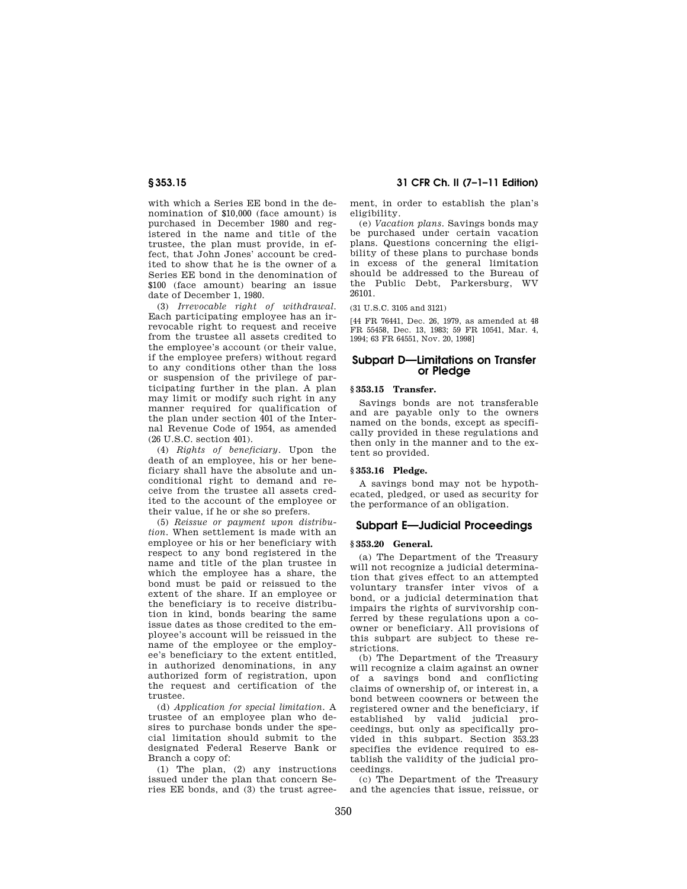with which a Series EE bond in the denomination of $10,000 (face amount) is purchased in December 1980 and registered in the name and title of the trustee, the plan must provide, in effect, that John Jones' account be credited to show that he is the owner of a Series EE bond in the denomination of $100 (face amount) bearing an issue date of December 1, 1980.

(3) *Irrevocable right of withdrawal.* Each participating employee has an irrevocable right to request and receive from the trustee all assets credited to the employee's account (or their value, if the employee prefers) without regard to any conditions other than the loss or suspension of the privilege of participating further in the plan. A plan may limit or modify such right in any manner required for qualification of the plan under section 401 of the Internal Revenue Code of 1954, as amended (26 U.S.C. section 401).

(4) *Rights of beneficiary.* Upon the death of an employee, his or her beneficiary shall have the absolute and unconditional right to demand and receive from the trustee all assets credited to the account of the employee or their value, if he or she so prefers.

(5) *Reissue or payment upon distribution.* When settlement is made with an employee or his or her beneficiary with respect to any bond registered in the name and title of the plan trustee in which the employee has a share, the bond must be paid or reissued to the extent of the share. If an employee or the beneficiary is to receive distribution in kind, bonds bearing the same issue dates as those credited to the employee's account will be reissued in the name of the employee or the employee's beneficiary to the extent entitled, in authorized denominations, in any authorized form of registration, upon the request and certification of the trustee.

(d) *Application for special limitation.* A trustee of an employee plan who desires to purchase bonds under the special limitation should submit to the designated Federal Reserve Bank or Branch a copy of:

(1) The plan, (2) any instructions issued under the plan that concern Series EE bonds, and (3) the trust agreement, in order to establish the plan's eligibility.

(e) *Vacation plans.* Savings bonds may be purchased under certain vacation plans. Questions concerning the eligibility of these plans to purchase bonds in excess of the general limitation should be addressed to the Bureau of the Public Debt, Parkersburg, WV 26101.

(31 U.S.C. 3105 and 3121)

[44 FR 76441, Dec. 26, 1979, as amended at 48 FR 55458, Dec. 13, 1983; 59 FR 10541, Mar. 4, 1994; 63 FR 64551, Nov. 20, 1998]

## Subpart D—Limitations on Transfer or Pledge

### § 353.15 Transfer.

Savings bonds are not transferable and are payable only to the owners named on the bonds, except as specifically provided in these regulations and then only in the manner and to the extent so provided.

### § 353.16 Pledge.

A savings bond may not be hypothecated, pledged, or used as security for the performance of an obligation.

## Subpart E—Judicial Proceedings

### § 353.20 General.

(a) The Department of the Treasury will not recognize a judicial determination that gives effect to an attempted voluntary transfer inter vivos of a bond, or a judicial determination that impairs the rights of survivorship conferred by these regulations upon a coowner or beneficiary. All provisions of this subpart are subject to these restrictions.

(b) The Department of the Treasury will recognize a claim against an owner of a savings bond and conflicting claims of ownership of, or interest in, a bond between coowners or between the registered owner and the beneficiary, if established by valid judicial proceedings, but only as specifically provided in this subpart. Section 353.23 specifies the evidence required to establish the validity of the judicial proceedings.

(c) The Department of the Treasury and the agencies that issue, reissue, or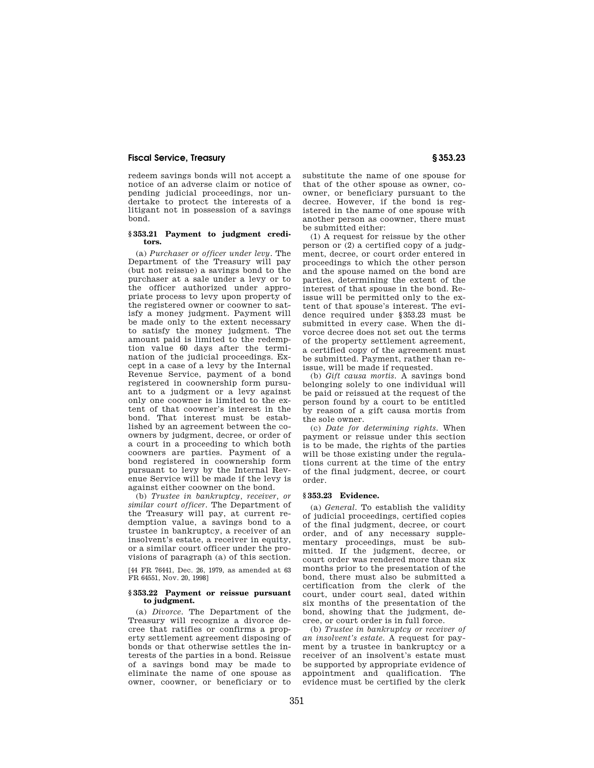redeem savings bonds will not accept a notice of an adverse claim or notice of pending judicial proceedings, nor undertake to protect the interests of a litigant not in possession of a savings bond.

### § 353.21 Payment to judgment creditors.

(a) *Purchaser or officer under levy.* The Department of the Treasury will pay (but not reissue) a savings bond to the purchaser at a sale under a levy or to the officer authorized under appropriate process to levy upon property of the registered owner or coowner to satisfy a money judgment. Payment will be made only to the extent necessary to satisfy the money judgment. The amount paid is limited to the redemption value 60 days after the termination of the judicial proceedings. Except in a case of a levy by the Internal Revenue Service, payment of a bond registered in coownership form pursuant to a judgment or a levy against only one coowner is limited to the extent of that coowner's interest in the bond. That interest must be established by an agreement between the coowners by judgment, decree, or order of a court in a proceeding to which both coowners are parties. Payment of a bond registered in coownership form pursuant to levy by the Internal Revenue Service will be made if the levy is against either coowner on the bond.

(b) *Trustee in bankruptcy, receiver, or similar court officer.* The Department of the Treasury will pay, at current redemption value, a savings bond to a trustee in bankruptcy, a receiver of an insolvent's estate, a receiver in equity, or a similar court officer under the provisions of paragraph (a) of this section.

[44 FR 76441, Dec. 26, 1979, as amended at 63 FR 64551, Nov. 20, 1998]

### § 353.22 Payment or reissue pursuant to judgment.

(a) *Divorce.* The Department of the Treasury will recognize a divorce decree that ratifies or confirms a property settlement agreement disposing of bonds or that otherwise settles the interests of the parties in a bond. Reissue of a savings bond may be made to eliminate the name of one spouse as owner, coowner, or beneficiary or to substitute the name of one spouse for that of the other spouse as owner, coowner, or beneficiary pursuant to the decree. However, if the bond is registered in the name of one spouse with another person as coowner, there must be submitted either:

(1) A request for reissue by the other person or (2) a certified copy of a judgment, decree, or court order entered in proceedings to which the other person and the spouse named on the bond are parties, determining the extent of the interest of that spouse in the bond. Reissue will be permitted only to the extent of that spouse's interest. The evidence required under §353.23 must be submitted in every case. When the divorce decree does not set out the terms of the property settlement agreement, a certified copy of the agreement must be submitted. Payment, rather than reissue, will be made if requested.

(b) *Gift causa mortis.* A savings bond belonging solely to one individual will be paid or reissued at the request of the person found by a court to be entitled by reason of a gift causa mortis from the sole owner.

(c) *Date for determining rights.* When payment or reissue under this section is to be made, the rights of the parties will be those existing under the regulations current at the time of the entry of the final judgment, decree, or court order.

### § 353.23 Evidence.

(a) *General.* To establish the validity of judicial proceedings, certified copies of the final judgment, decree, or court order, and of any necessary supplementary proceedings, must be submitted. If the judgment, decree, or court order was rendered more than six months prior to the presentation of the bond, there must also be submitted a certification from the clerk of the court, under court seal, dated within six months of the presentation of the bond, showing that the judgment, decree, or court order is in full force.

(b) *Trustee in bankruptcy or receiver of an insolvent's estate.* A request for payment by a trustee in bankruptcy or a receiver of an insolvent's estate must be supported by appropriate evidence of appointment and qualification. The evidence must be certified by the clerk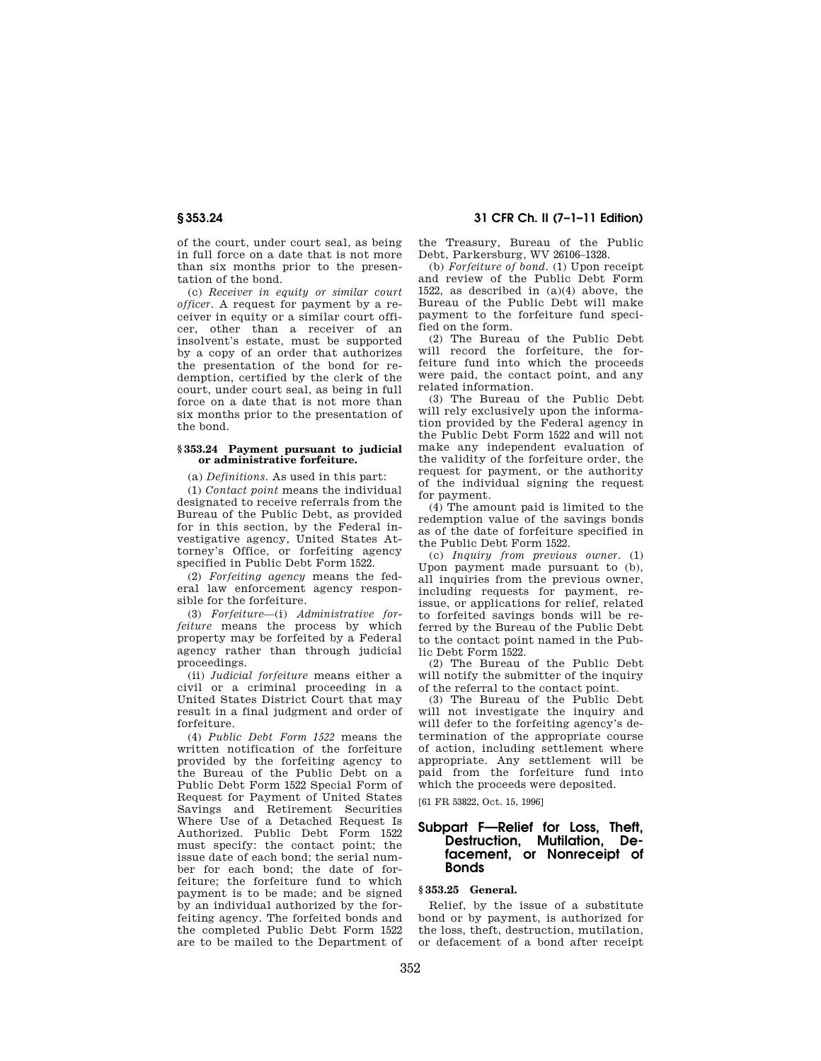of the court, under court seal, as being in full force on a date that is not more than six months prior to the presentation of the bond.

(c) *Receiver in equity or similar court officer.* A request for payment by a receiver in equity or a similar court officer, other than a receiver of an insolvent's estate, must be supported by a copy of an order that authorizes the presentation of the bond for redemption, certified by the clerk of the court, under court seal, as being in full force on a date that is not more than six months prior to the presentation of the bond.

#### § 353.24 Payment pursuant to judicial or administrative forfeiture.

(a) *Definitions.* As used in this part:

(1) *Contact point* means the individual designated to receive referrals from the Bureau of the Public Debt, as provided for in this section, by the Federal investigative agency, United States Attorney's Office, or forfeiting agency specified in Public Debt Form 1522.

(2) *Forfeiting agency* means the federal law enforcement agency responsible for the forfeiture.

(3) *Forfeiture*—(i) *Administrative forfeiture* means the process by which property may be forfeited by a Federal agency rather than through judicial proceedings.

(ii) *Judicial forfeiture* means either a civil or a criminal proceeding in a United States District Court that may result in a final judgment and order of forfeiture.

(4) *Public Debt Form 1522* means the written notification of the forfeiture provided by the forfeiting agency to the Bureau of the Public Debt on a Public Debt Form 1522 Special Form of Request for Payment of United States Savings and Retirement Securities Where Use of a Detached Request Is Authorized. Public Debt Form 1522 must specify: the contact point; the issue date of each bond; the serial number for each bond; the date of forfeiture; the forfeiture fund to which payment is to be made; and be signed by an individual authorized by the forfeiting agency. The forfeited bonds and the completed Public Debt Form 1522 are to be mailed to the Department of the Treasury, Bureau of the Public Debt, Parkersburg, WV 26106–1328.

(b) *Forfeiture of bond.* (1) Upon receipt and review of the Public Debt Form 1522, as described in (a)(4) above, the Bureau of the Public Debt will make payment to the forfeiture fund specified on the form.

(2) The Bureau of the Public Debt will record the forfeiture, the forfeiture fund into which the proceeds were paid, the contact point, and any related information.

(3) The Bureau of the Public Debt will rely exclusively upon the information provided by the Federal agency in the Public Debt Form 1522 and will not make any independent evaluation of the validity of the forfeiture order, the request for payment, or the authority of the individual signing the request for payment.

(4) The amount paid is limited to the redemption value of the savings bonds as of the date of forfeiture specified in the Public Debt Form 1522.

(c) *Inquiry from previous owner.* (1) Upon payment made pursuant to (b), all inquiries from the previous owner, including requests for payment, reissue, or applications for relief, related to forfeited savings bonds will be referred by the Bureau of the Public Debt to the contact point named in the Public Debt Form 1522.

(2) The Bureau of the Public Debt will notify the submitter of the inquiry of the referral to the contact point.

(3) The Bureau of the Public Debt will not investigate the inquiry and will defer to the forfeiting agency's determination of the appropriate course of action, including settlement where appropriate. Any settlement will be paid from the forfeiture fund into which the proceeds were deposited.

[61 FR 53822, Oct. 15, 1996]

## Subpart F—Relief for Loss, Theft, Destruction, Mutilation, Defacement, or Nonreceipt of Bonds

#### § 353.25 General.

Relief, by the issue of a substitute bond or by payment, is authorized for the loss, theft, destruction, mutilation, or defacement of a bond after receipt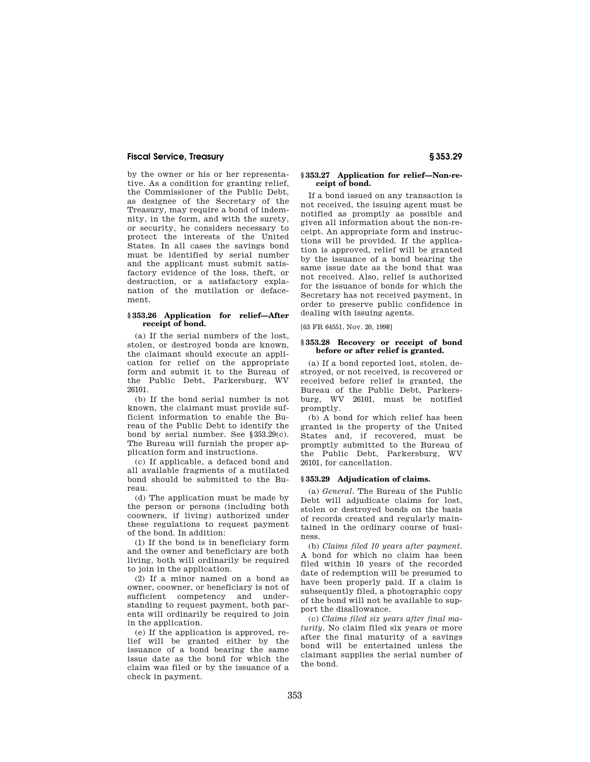by the owner or his or her representative. As a condition for granting relief, the Commissioner of the Public Debt, as designee of the Secretary of the Treasury, may require a bond of indemnity, in the form, and with the surety, or security, he considers necessary to protect the interests of the United States. In all cases the savings bond must be identified by serial number and the applicant must submit satisfactory evidence of the loss, theft, or destruction, or a satisfactory explanation of the mutilation or defacement.

### § 353.26 Application for relief—After receipt of bond.

(a) If the serial numbers of the lost, stolen, or destroyed bonds are known, the claimant should execute an application for relief on the appropriate form and submit it to the Bureau of the Public Debt, Parkersburg, WV 26101.

(b) If the bond serial number is not known, the claimant must provide sufficient information to enable the Bureau of the Public Debt to identify the bond by serial number. See §353.29(c). The Bureau will furnish the proper application form and instructions.

(c) If applicable, a defaced bond and all available fragments of a mutilated bond should be submitted to the Bureau.

(d) The application must be made by the person or persons (including both coowners, if living) authorized under these regulations to request payment of the bond. In addition:

(1) If the bond is in beneficiary form and the owner and beneficiary are both living, both will ordinarily be required to join in the application.

(2) If a minor named on a bond as owner, coowner, or beneficiary is not of sufficient competency and understanding to request payment, both parents will ordinarily be required to join in the application.

(e) If the application is approved, relief will be granted either by the issuance of a bond bearing the same issue date as the bond for which the claim was filed or by the issuance of a check in payment.

### § 353.27 Application for relief—Non-receipt of bond.

If a bond issued on any transaction is not received, the issuing agent must be notified as promptly as possible and given all information about the non-receipt. An appropriate form and instructions will be provided. If the application is approved, relief will be granted by the issuance of a bond bearing the same issue date as the bond that was not received. Also, relief is authorized for the issuance of bonds for which the Secretary has not received payment, in order to preserve public confidence in dealing with issuing agents.

[63 FR 64551, Nov. 20, 1998]

### § 353.28 Recovery or receipt of bond before or after relief is granted.

(a) If a bond reported lost, stolen, destroyed, or not received, is recovered or received before relief is granted, the Bureau of the Public Debt, Parkersburg, WV 26101, must be notified promptly.

(b) A bond for which relief has been granted is the property of the United States and, if recovered, must be promptly submitted to the Bureau of the Public Debt, Parkersburg, WV 26101, for cancellation.

### § 353.29 Adjudication of claims.

(a) *General.* The Bureau of the Public Debt will adjudicate claims for lost, stolen or destroyed bonds on the basis of records created and regularly maintained in the ordinary course of business.

(b) *Claims filed 10 years after payment.* A bond for which no claim has been filed within 10 years of the recorded date of redemption will be presumed to have been properly paid. If a claim is subsequently filed, a photographic copy of the bond will not be available to support the disallowance.

(c) *Claims filed six years after final maturity.* No claim filed six years or more after the final maturity of a savings bond will be entertained unless the claimant supplies the serial number of the bond.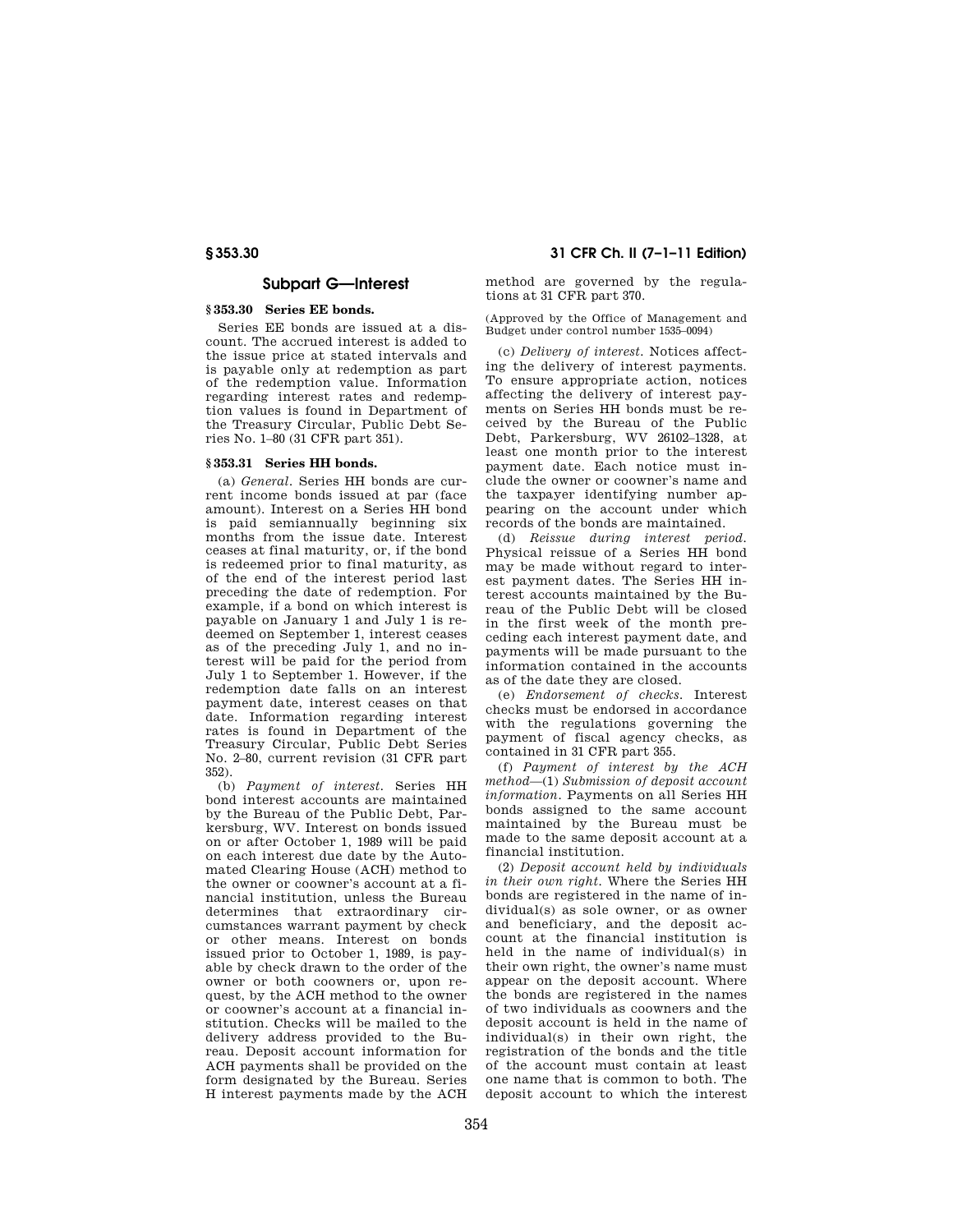## Subpart G—Interest

### § 353.30 Series EE bonds.

Series EE bonds are issued at a discount. The accrued interest is added to the issue price at stated intervals and is payable only at redemption as part of the redemption value. Information regarding interest rates and redemption values is found in Department of the Treasury Circular, Public Debt Series No. 1–80 (31 CFR part 351).

### § 353.31 Series HH bonds.

(a) *General.* Series HH bonds are current income bonds issued at par (face amount). Interest on a Series HH bond is paid semiannually beginning six months from the issue date. Interest ceases at final maturity, or, if the bond is redeemed prior to final maturity, as of the end of the interest period last preceding the date of redemption. For example, if a bond on which interest is payable on January 1 and July 1 is redeemed on September 1, interest ceases as of the preceding July 1, and no interest will be paid for the period from July 1 to September 1. However, if the redemption date falls on an interest payment date, interest ceases on that date. Information regarding interest rates is found in Department of the Treasury Circular, Public Debt Series No. 2–80, current revision (31 CFR part 352).

(b) *Payment of interest.* Series HH bond interest accounts are maintained by the Bureau of the Public Debt, Parkersburg, WV. Interest on bonds issued on or after October 1, 1989 will be paid on each interest due date by the Automated Clearing House (ACH) method to the owner or coowner's account at a financial institution, unless the Bureau determines that extraordinary circumstances warrant payment by check or other means. Interest on bonds issued prior to October 1, 1989, is payable by check drawn to the order of the owner or both coowners or, upon request, by the ACH method to the owner or coowner's account at a financial institution. Checks will be mailed to the delivery address provided to the Bureau. Deposit account information for ACH payments shall be provided on the form designated by the Bureau. Series H interest payments made by the ACH method are governed by the regulations at 31 CFR part 370.

(Approved by the Office of Management and Budget under control number 1535–0094)

(c) *Delivery of interest.* Notices affecting the delivery of interest payments. To ensure appropriate action, notices affecting the delivery of interest payments on Series HH bonds must be received by the Bureau of the Public Debt, Parkersburg, WV 26102–1328, at least one month prior to the interest payment date. Each notice must include the owner or coowner's name and the taxpayer identifying number appearing on the account under which records of the bonds are maintained.

(d) *Reissue during interest period.* Physical reissue of a Series HH bond may be made without regard to interest payment dates. The Series HH interest accounts maintained by the Bureau of the Public Debt will be closed in the first week of the month preceding each interest payment date, and payments will be made pursuant to the information contained in the accounts as of the date they are closed.

(e) *Endorsement of checks.* Interest checks must be endorsed in accordance with the regulations governing the payment of fiscal agency checks, as contained in 31 CFR part 355.

(f) *Payment of interest by the ACH method*—(1) *Submission of deposit account information.* Payments on all Series HH bonds assigned to the same account maintained by the Bureau must be made to the same deposit account at a financial institution.

(2) *Deposit account held by individuals in their own right.* Where the Series HH bonds are registered in the name of individual(s) as sole owner, or as owner and beneficiary, and the deposit account at the financial institution is held in the name of individual(s) in their own right, the owner's name must appear on the deposit account. Where the bonds are registered in the names of two individuals as coowners and the deposit account is held in the name of individual(s) in their own right, the registration of the bonds and the title of the account must contain at least one name that is common to both. The deposit account to which the interest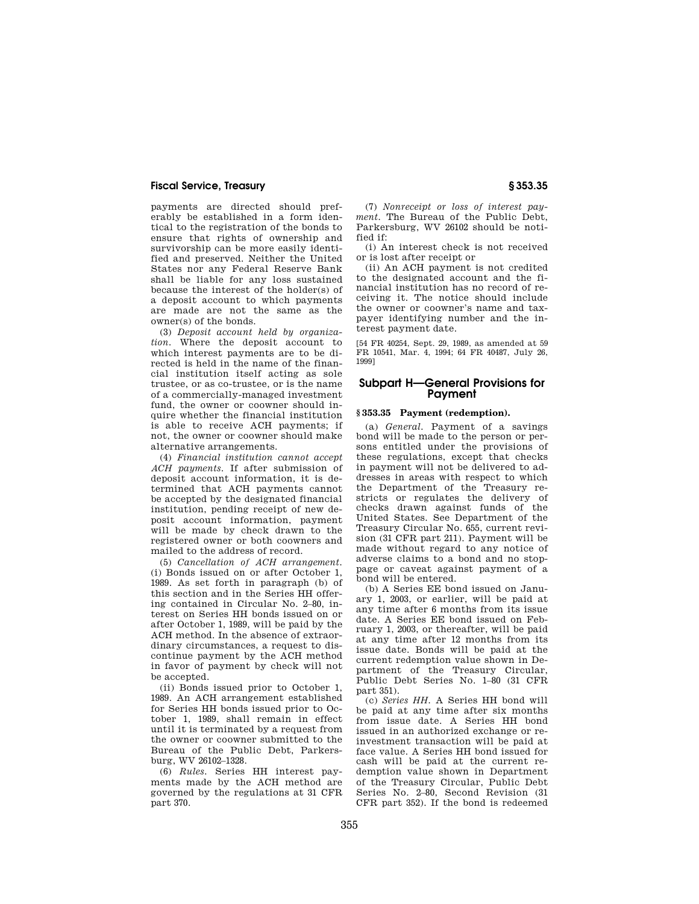payments are directed should preferably be established in a form identical to the registration of the bonds to ensure that rights of ownership and survivorship can be more easily identified and preserved. Neither the United States nor any Federal Reserve Bank shall be liable for any loss sustained because the interest of the holder(s) of a deposit account to which payments are made are not the same as the owner(s) of the bonds.

(3) *Deposit account held by organization.* Where the deposit account to which interest payments are to be directed is held in the name of the financial institution itself acting as sole trustee, or as co-trustee, or is the name of a commercially-managed investment fund, the owner or coowner should inquire whether the financial institution is able to receive ACH payments; if not, the owner or coowner should make alternative arrangements.

(4) *Financial institution cannot accept ACH payments.* If after submission of deposit account information, it is determined that ACH payments cannot be accepted by the designated financial institution, pending receipt of new deposit account information, payment will be made by check drawn to the registered owner or both coowners and mailed to the address of record.

(5) *Cancellation of ACH arrangement.* (i) Bonds issued on or after October 1, 1989. As set forth in paragraph (b) of this section and in the Series HH offering contained in Circular No. 2–80, interest on Series HH bonds issued on or after October 1, 1989, will be paid by the ACH method. In the absence of extraordinary circumstances, a request to discontinue payment by the ACH method in favor of payment by check will not be accepted.

(ii) Bonds issued prior to October 1, 1989. An ACH arrangement established for Series HH bonds issued prior to October 1, 1989, shall remain in effect until it is terminated by a request from the owner or coowner submitted to the Bureau of the Public Debt, Parkersburg, WV 26102–1328.

(6) *Rules.* Series HH interest payments made by the ACH method are governed by the regulations at 31 CFR part 370.

(7) *Nonreceipt or loss of interest payment.* The Bureau of the Public Debt, Parkersburg, WV 26102 should be notified if:

(i) An interest check is not received or is lost after receipt or

(ii) An ACH payment is not credited to the designated account and the financial institution has no record of receiving it. The notice should include the owner or coowner's name and taxpayer identifying number and the interest payment date.

[54 FR 40254, Sept. 29, 1989, as amended at 59 FR 10541, Mar. 4, 1994; 64 FR 40487, July 26, 1999]

## Subpart H—General Provisions for Payment

### § 353.35 Payment (redemption).

(a) *General.* Payment of a savings bond will be made to the person or persons entitled under the provisions of these regulations, except that checks in payment will not be delivered to addresses in areas with respect to which the Department of the Treasury restricts or regulates the delivery of checks drawn against funds of the United States. See Department of the Treasury Circular No. 655, current revision (31 CFR part 211). Payment will be made without regard to any notice of adverse claims to a bond and no stoppage or caveat against payment of a bond will be entered.

(b) A Series EE bond issued on January 1, 2003, or earlier, will be paid at any time after 6 months from its issue date. A Series EE bond issued on February 1, 2003, or thereafter, will be paid at any time after 12 months from its issue date. Bonds will be paid at the current redemption value shown in Department of the Treasury Circular, Public Debt Series No. 1–80 (31 CFR part 351).

(c) *Series HH.* A Series HH bond will be paid at any time after six months from issue date. A Series HH bond issued in an authorized exchange or reinvestment transaction will be paid at face value. A Series HH bond issued for cash will be paid at the current redemption value shown in Department of the Treasury Circular, Public Debt Series No. 2–80, Second Revision (31 CFR part 352). If the bond is redeemed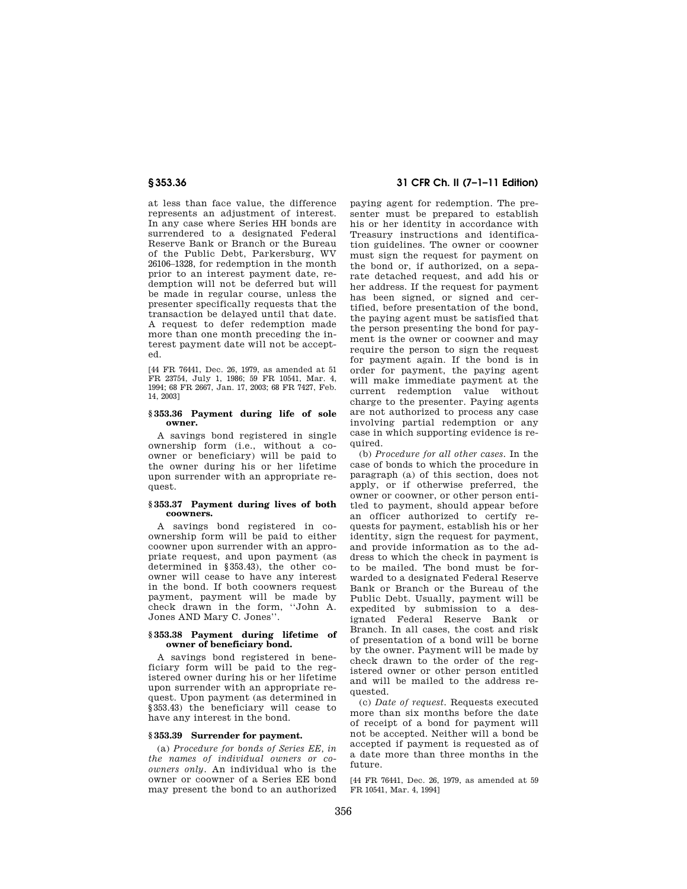at less than face value, the difference represents an adjustment of interest. In any case where Series HH bonds are surrendered to a designated Federal Reserve Bank or Branch or the Bureau of the Public Debt, Parkersburg, WV 26106–1328, for redemption in the month prior to an interest payment date, redemption will not be deferred but will be made in regular course, unless the presenter specifically requests that the transaction be delayed until that date. A request to defer redemption made more than one month preceding the interest payment date will not be accepted.

[44 FR 76441, Dec. 26, 1979, as amended at 51 FR 23754, July 1, 1986; 59 FR 10541, Mar. 4, 1994; 68 FR 2667, Jan. 17, 2003; 68 FR 7427, Feb. 14, 2003]

### § 353.36 Payment during life of sole owner.

A savings bond registered in single ownership form (i.e., without a coowner or beneficiary) will be paid to the owner during his or her lifetime upon surrender with an appropriate request.

### § 353.37 Payment during lives of both coowners.

A savings bond registered in coownership form will be paid to either coowner upon surrender with an appropriate request, and upon payment (as determined in §353.43), the other coowner will cease to have any interest in the bond. If both coowners request payment, payment will be made by check drawn in the form, ''John A. Jones AND Mary C. Jones''.

### § 353.38 Payment during lifetime of owner of beneficiary bond.

A savings bond registered in beneficiary form will be paid to the registered owner during his or her lifetime upon surrender with an appropriate request. Upon payment (as determined in §353.43) the beneficiary will cease to have any interest in the bond.

### § 353.39 Surrender for payment.

(a) *Procedure for bonds of Series EE, in the names of individual owners or coowners only.* An individual who is the owner or coowner of a Series EE bond may present the bond to an authorized paying agent for redemption. The presenter must be prepared to establish his or her identity in accordance with Treasury instructions and identification guidelines. The owner or coowner must sign the request for payment on the bond or, if authorized, on a separate detached request, and add his or her address. If the request for payment has been signed, or signed and certified, before presentation of the bond, the paying agent must be satisfied that the person presenting the bond for payment is the owner or coowner and may require the person to sign the request for payment again. If the bond is in order for payment, the paying agent will make immediate payment at the current redemption value without charge to the presenter. Paying agents are not authorized to process any case involving partial redemption or any case in which supporting evidence is required.

(b) *Procedure for all other cases.* In the case of bonds to which the procedure in paragraph (a) of this section, does not apply, or if otherwise preferred, the owner or coowner, or other person entitled to payment, should appear before an officer authorized to certify requests for payment, establish his or her identity, sign the request for payment, and provide information as to the address to which the check in payment is to be mailed. The bond must be forwarded to a designated Federal Reserve Bank or Branch or the Bureau of the Public Debt. Usually, payment will be expedited by submission to a designated Federal Reserve Bank or Branch. In all cases, the cost and risk of presentation of a bond will be borne by the owner. Payment will be made by check drawn to the order of the registered owner or other person entitled and will be mailed to the address requested.

(c) *Date of request.* Requests executed more than six months before the date of receipt of a bond for payment will not be accepted. Neither will a bond be accepted if payment is requested as of a date more than three months in the future.

[44 FR 76441, Dec. 26, 1979, as amended at 59 FR 10541, Mar. 4, 1994]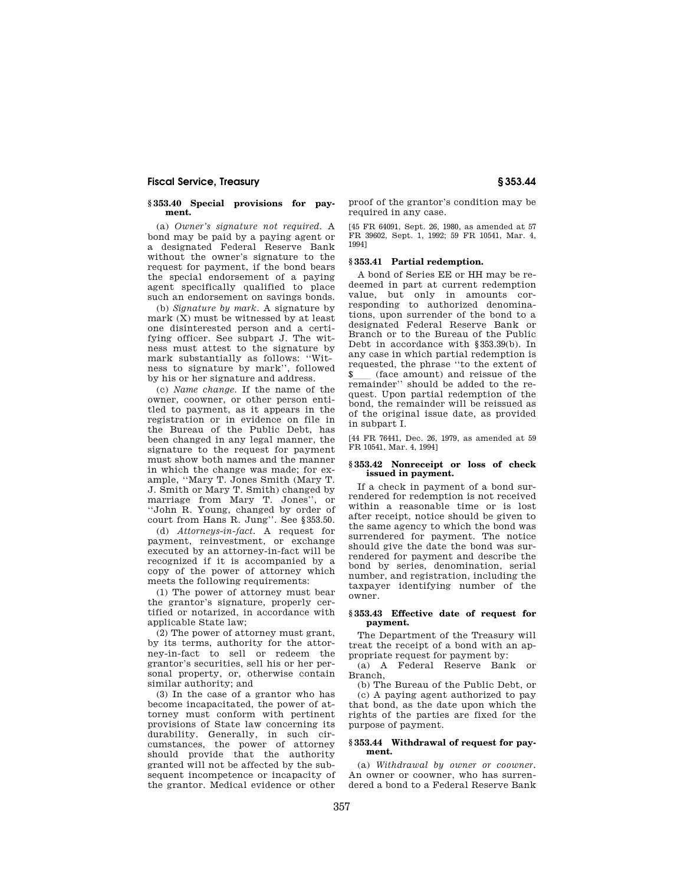### § 353.40 Special provisions for payment.

(a) *Owner's signature not required.* A bond may be paid by a paying agent or a designated Federal Reserve Bank without the owner's signature to the request for payment, if the bond bears the special endorsement of a paying agent specifically qualified to place such an endorsement on savings bonds.

(b) *Signature by mark.* A signature by mark (X) must be witnessed by at least one disinterested person and a certifying officer. See subpart J. The witness must attest to the signature by mark substantially as follows: ''Witness to signature by mark'', followed by his or her signature and address.

(c) *Name change.* If the name of the owner, coowner, or other person entitled to payment, as it appears in the registration or in evidence on file in the Bureau of the Public Debt, has been changed in any legal manner, the signature to the request for payment must show both names and the manner in which the change was made; for example, ''Mary T. Jones Smith (Mary T. J. Smith or Mary T. Smith) changed by marriage from Mary T. Jones'', or ''John R. Young, changed by order of court from Hans R. Jung''. See §353.50.

(d) *Attorneys-in-fact.* A request for payment, reinvestment, or exchange executed by an attorney-in-fact will be recognized if it is accompanied by a copy of the power of attorney which meets the following requirements:

(1) The power of attorney must bear the grantor's signature, properly certified or notarized, in accordance with applicable State law;

(2) The power of attorney must grant, by its terms, authority for the attorney-in-fact to sell or redeem the grantor's securities, sell his or her personal property, or, otherwise contain similar authority; and

(3) In the case of a grantor who has become incapacitated, the power of attorney must conform with pertinent provisions of State law concerning its durability. Generally, in such circumstances, the power of attorney should provide that the authority granted will not be affected by the subsequent incompetence or incapacity of the grantor. Medical evidence or other proof of the grantor's condition may be required in any case.

[45 FR 64091, Sept. 26, 1980, as amended at 57 FR 39602, Sept. 1, 1992; 59 FR 10541, Mar. 4, 1994]

### § 353.41 Partial redemption.

A bond of Series EE or HH may be redeemed in part at current redemption value, but only in amounts corresponding to authorized denominations, upon surrender of the bond to a designated Federal Reserve Bank or Branch or to the Bureau of the Public Debt in accordance with §353.39(b). In any case in which partial redemption is requested, the phrase ''to the extent of $____ (face amount) and reissue of the remainder'' should be added to the request. Upon partial redemption of the bond, the remainder will be reissued as of the original issue date, as provided in subpart I.

[44 FR 76441, Dec. 26, 1979, as amended at 59 FR 10541, Mar. 4, 1994]

### § 353.42 Nonreceipt or loss of check issued in payment.

If a check in payment of a bond surrendered for redemption is not received within a reasonable time or is lost after receipt, notice should be given to the same agency to which the bond was surrendered for payment. The notice should give the date the bond was surrendered for payment and describe the bond by series, denomination, serial number, and registration, including the taxpayer identifying number of the owner.

### § 353.43 Effective date of request for payment.

The Department of the Treasury will treat the receipt of a bond with an appropriate request for payment by:

(a) A Federal Reserve Bank or Branch,

(b) The Bureau of the Public Debt, or

(c) A paying agent authorized to pay that bond, as the date upon which the rights of the parties are fixed for the purpose of payment.

### § 353.44 Withdrawal of request for payment.

(a) *Withdrawal by owner or coowner.* An owner or coowner, who has surrendered a bond to a Federal Reserve Bank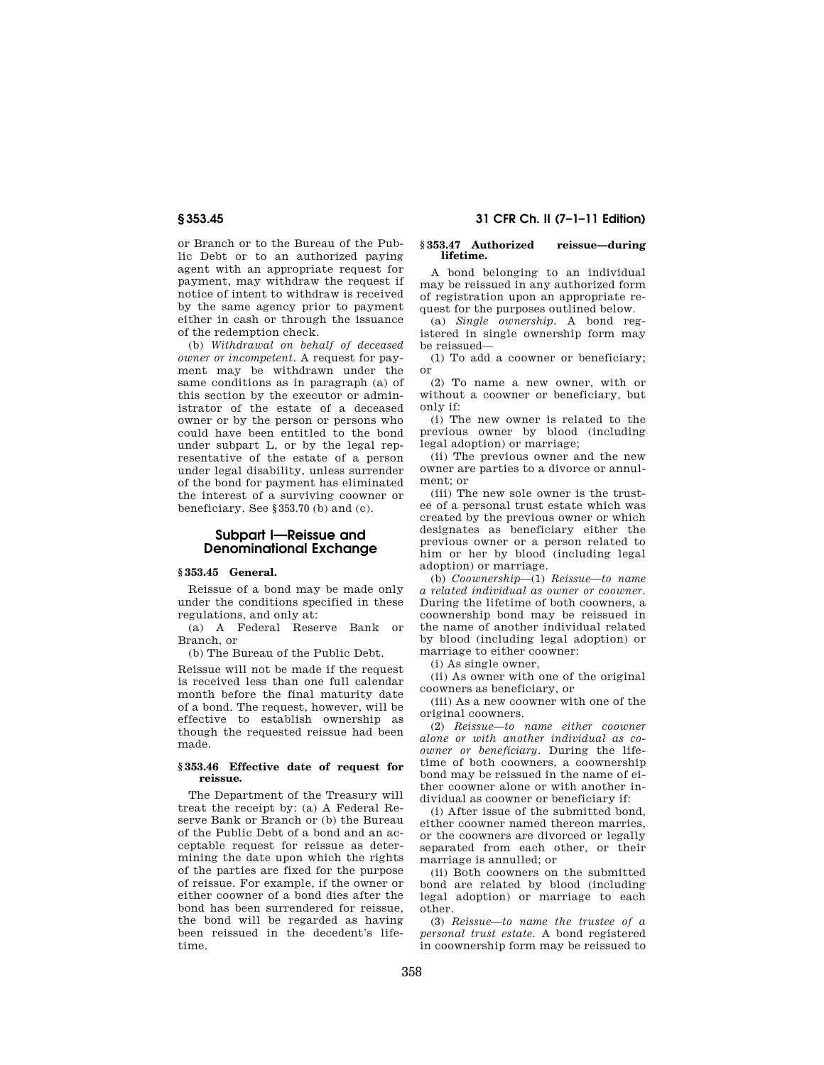or Branch or to the Bureau of the Public Debt or to an authorized paying agent with an appropriate request for payment, may withdraw the request if notice of intent to withdraw is received by the same agency prior to payment either in cash or through the issuance of the redemption check.

(b) *Withdrawal on behalf of deceased owner or incompetent.* A request for payment may be withdrawn under the same conditions as in paragraph (a) of this section by the executor or administrator of the estate of a deceased owner or by the person or persons who could have been entitled to the bond under subpart L, or by the legal representative of the estate of a person under legal disability, unless surrender of the bond for payment has eliminated the interest of a surviving coowner or beneficiary. See §353.70 (b) and (c).

## Subpart I—Reissue and Denominational Exchange

### §353.45 General.

Reissue of a bond may be made only under the conditions specified in these regulations, and only at:

(a) A Federal Reserve Bank or Branch, or

(b) The Bureau of the Public Debt.

Reissue will not be made if the request is received less than one full calendar month before the final maturity date of a bond. The request, however, will be effective to establish ownership as though the requested reissue had been made.

### §353.46 Effective date of request for reissue.

The Department of the Treasury will treat the receipt by: (a) A Federal Reserve Bank or Branch or (b) the Bureau of the Public Debt of a bond and an acceptable request for reissue as determining the date upon which the rights of the parties are fixed for the purpose of reissue. For example, if the owner or either coowner of a bond dies after the bond has been surrendered for reissue, the bond will be regarded as having been reissued in the decedent's lifetime.

### §353.47 Authorized reissue—during lifetime.

A bond belonging to an individual may be reissued in any authorized form of registration upon an appropriate request for the purposes outlined below.

(a) *Single ownership.* A bond registered in single ownership form may be reissued—

(1) To add a coowner or beneficiary; or

(2) To name a new owner, with or without a coowner or beneficiary, but only if:

(i) The new owner is related to the previous owner by blood (including legal adoption) or marriage;

(ii) The previous owner and the new owner are parties to a divorce or annulment; or

(iii) The new sole owner is the trustee of a personal trust estate which was created by the previous owner or which designates as beneficiary either the previous owner or a person related to him or her by blood (including legal adoption) or marriage.

(b) *Coownership*—(1) *Reissue—to name a related individual as owner or coowner.* During the lifetime of both coowners, a coownership bond may be reissued in the name of another individual related by blood (including legal adoption) or marriage to either coowner:

(i) As single owner,

(ii) As owner with one of the original coowners as beneficiary, or

(iii) As a new coowner with one of the original coowners.

(2) *Reissue—to name either coowner alone or with another individual as coowner or beneficiary.* During the lifetime of both coowners, a coownership bond may be reissued in the name of either coowner alone or with another individual as coowner or beneficiary if:

(i) After issue of the submitted bond, either coowner named thereon marries, or the coowners are divorced or legally separated from each other, or their marriage is annulled; or

(ii) Both coowners on the submitted bond are related by blood (including legal adoption) or marriage to each other.

(3) *Reissue—to name the trustee of a personal trust estate.* A bond registered in coownership form may be reissued to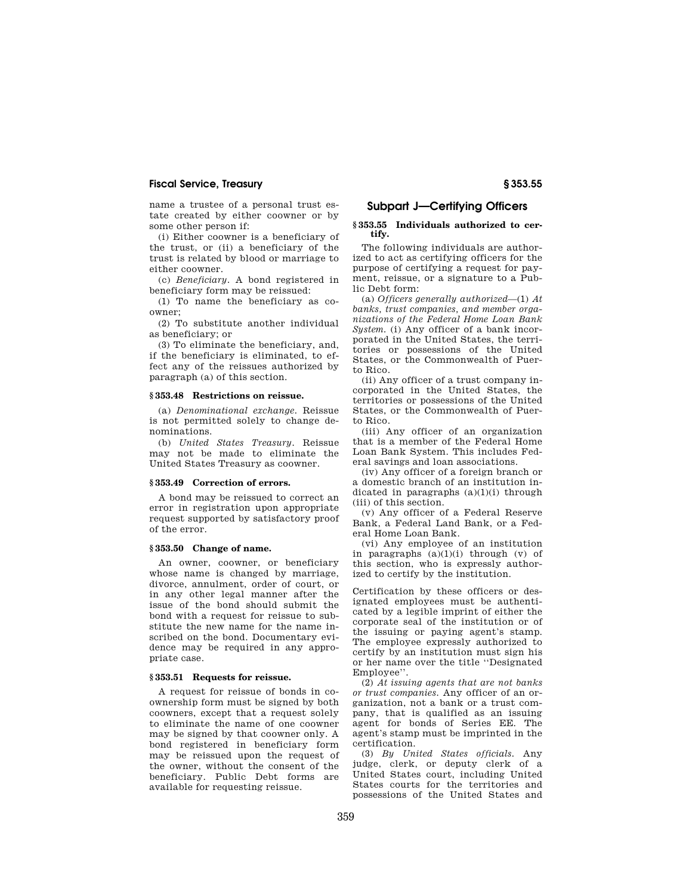name a trustee of a personal trust estate created by either coowner or by some other person if:

(i) Either coowner is a beneficiary of the trust, or (ii) a beneficiary of the trust is related by blood or marriage to either coowner.

(c) *Beneficiary.* A bond registered in beneficiary form may be reissued:

(1) To name the beneficiary as coowner;

(2) To substitute another individual as beneficiary; or

(3) To eliminate the beneficiary, and, if the beneficiary is eliminated, to effect any of the reissues authorized by paragraph (a) of this section.

### § 353.48 Restrictions on reissue.

(a) *Denominational exchange.* Reissue is not permitted solely to change denominations.

(b) *United States Treasury.* Reissue may not be made to eliminate the United States Treasury as coowner.

### § 353.49 Correction of errors.

A bond may be reissued to correct an error in registration upon appropriate request supported by satisfactory proof of the error.

### § 353.50 Change of name.

An owner, coowner, or beneficiary whose name is changed by marriage, divorce, annulment, order of court, or in any other legal manner after the issue of the bond should submit the bond with a request for reissue to substitute the new name for the name inscribed on the bond. Documentary evidence may be required in any appropriate case.

### § 353.51 Requests for reissue.

A request for reissue of bonds in coownership form must be signed by both coowners, except that a request solely to eliminate the name of one coowner may be signed by that coowner only. A bond registered in beneficiary form may be reissued upon the request of the owner, without the consent of the beneficiary. Public Debt forms are available for requesting reissue.

## Subpart J—Certifying Officers

### § 353.55 Individuals authorized to certify.

The following individuals are authorized to act as certifying officers for the purpose of certifying a request for payment, reissue, or a signature to a Public Debt form:

(a) *Officers generally authorized*—(1) *At banks, trust companies, and member organizations of the Federal Home Loan Bank System.* (i) Any officer of a bank incorporated in the United States, the territories or possessions of the United States, or the Commonwealth of Puerto Rico.

(ii) Any officer of a trust company incorporated in the United States, the territories or possessions of the United States, or the Commonwealth of Puerto Rico.

(iii) Any officer of an organization that is a member of the Federal Home Loan Bank System. This includes Federal savings and loan associations.

(iv) Any officer of a foreign branch or a domestic branch of an institution indicated in paragraphs (a)(1)(i) through (iii) of this section.

(v) Any officer of a Federal Reserve Bank, a Federal Land Bank, or a Federal Home Loan Bank.

(vi) Any employee of an institution in paragraphs (a)(1)(i) through (v) of this section, who is expressly authorized to certify by the institution.

Certification by these officers or designated employees must be authenticated by a legible imprint of either the corporate seal of the institution or of the issuing or paying agent's stamp. The employee expressly authorized to certify by an institution must sign his or her name over the title ''Designated Employee''.

(2) *At issuing agents that are not banks or trust companies.* Any officer of an organization, not a bank or a trust company, that is qualified as an issuing agent for bonds of Series EE. The agent's stamp must be imprinted in the certification.

(3) *By United States officials.* Any judge, clerk, or deputy clerk of a United States court, including United States courts for the territories and possessions of the United States and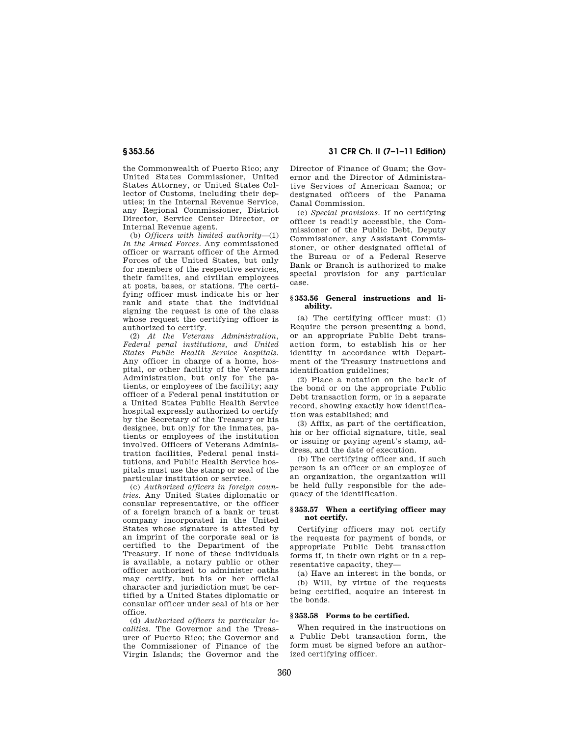the Commonwealth of Puerto Rico; any United States Commissioner, United States Attorney, or United States Collector of Customs, including their deputies; in the Internal Revenue Service, any Regional Commissioner, District Director, Service Center Director, or Internal Revenue agent.

(b) *Officers with limited authority*—(1) *In the Armed Forces.* Any commissioned officer or warrant officer of the Armed Forces of the United States, but only for members of the respective services, their families, and civilian employees at posts, bases, or stations. The certifying officer must indicate his or her rank and state that the individual signing the request is one of the class whose request the certifying officer is authorized to certify.

(2) *At the Veterans Administration, Federal penal institutions, and United States Public Health Service hospitals.* Any officer in charge of a home, hospital, or other facility of the Veterans Administration, but only for the patients, or employees of the facility; any officer of a Federal penal institution or a United States Public Health Service hospital expressly authorized to certify by the Secretary of the Treasury or his designee, but only for the inmates, patients or employees of the institution involved. Officers of Veterans Administration facilities, Federal penal institutions, and Public Health Service hospitals must use the stamp or seal of the particular institution or service.

(c) *Authorized officers in foreign countries.* Any United States diplomatic or consular representative, or the officer of a foreign branch of a bank or trust company incorporated in the United States whose signature is attested by an imprint of the corporate seal or is certified to the Department of the Treasury. If none of these individuals is available, a notary public or other officer authorized to administer oaths may certify, but his or her official character and jurisdiction must be certified by a United States diplomatic or consular officer under seal of his or her office.

(d) *Authorized officers in particular localities.* The Governor and the Treasurer of Puerto Rico; the Governor and the Commissioner of Finance of the Virgin Islands; the Governor and the Director of Finance of Guam; the Governor and the Director of Administrative Services of American Samoa; or designated officers of the Panama Canal Commission.

(e) *Special provisions.* If no certifying officer is readily accessible, the Commissioner of the Public Debt, Deputy Commissioner, any Assistant Commissioner, or other designated official of the Bureau or of a Federal Reserve Bank or Branch is authorized to make special provision for any particular case.

### § 353.56 General instructions and liability.

(a) The certifying officer must: (1) Require the person presenting a bond, or an appropriate Public Debt transaction form, to establish his or her identity in accordance with Department of the Treasury instructions and identification guidelines;

(2) Place a notation on the back of the bond or on the appropriate Public Debt transaction form, or in a separate record, showing exactly how identification was established; and

(3) Affix, as part of the certification, his or her official signature, title, seal or issuing or paying agent's stamp, address, and the date of execution.

(b) The certifying officer and, if such person is an officer or an employee of an organization, the organization will be held fully responsible for the adequacy of the identification.

### § 353.57 When a certifying officer may not certify.

Certifying officers may not certify the requests for payment of bonds, or appropriate Public Debt transaction forms if, in their own right or in a representative capacity, they—

(a) Have an interest in the bonds, or

(b) Will, by virtue of the requests being certified, acquire an interest in the bonds.

### § 353.58 Forms to be certified.

When required in the instructions on a Public Debt transaction form, the form must be signed before an authorized certifying officer.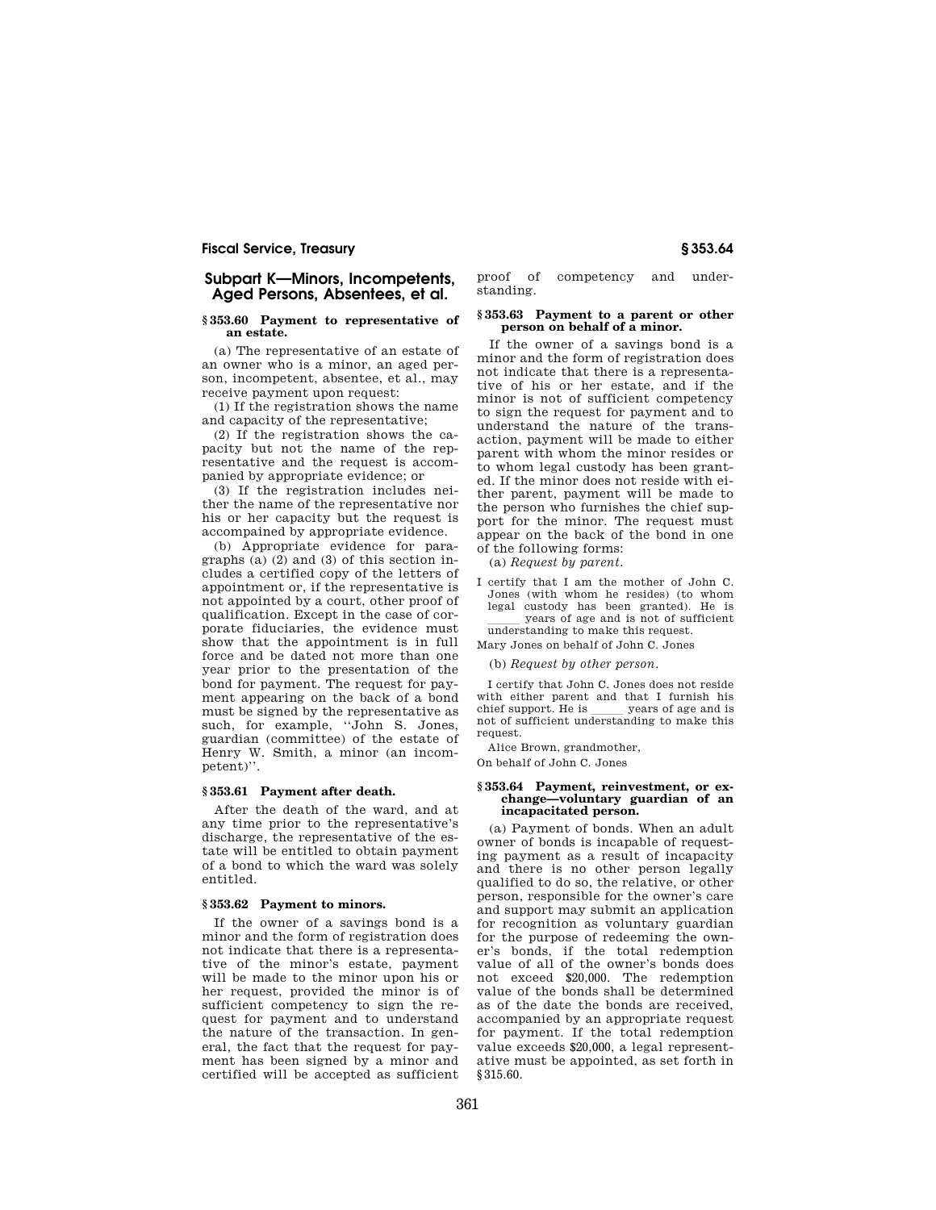## Subpart K—Minors, Incompetents, Aged Persons, Absentees, et al.

### § 353.60 Payment to representative of an estate.

(a) The representative of an estate of an owner who is a minor, an aged person, incompetent, absentee, et al., may receive payment upon request:

(1) If the registration shows the name and capacity of the representative;

(2) If the registration shows the capacity but not the name of the representative and the request is accompanied by appropriate evidence; or

(3) If the registration includes neither the name of the representative nor his or her capacity but the request is accompanied by appropriate evidence.

(b) Appropriate evidence for paragraphs (a) (2) and (3) of this section includes a certified copy of the letters of appointment or, if the representative is not appointed by a court, other proof of qualification. Except in the case of corporate fiduciaries, the evidence must show that the appointment is in full force and be dated not more than one year prior to the presentation of the bond for payment. The request for payment appearing on the back of a bond must be signed by the representative as such, for example, "John S. Jones, guardian (committee) of the estate of Henry W. Smith, a minor (an incompetent)".

### § 353.61 Payment after death.

After the death of the ward, and at any time prior to the representative's discharge, the representative of the estate will be entitled to obtain payment of a bond to which the ward was solely entitled.

### § 353.62 Payment to minors.

If the owner of a savings bond is a minor and the form of registration does not indicate that there is a representative of the minor's estate, payment will be made to the minor upon his or her request, provided the minor is of sufficient competency to sign the request for payment and to understand the nature of the transaction. In general, the fact that the request for payment has been signed by a minor and certified will be accepted as sufficient proof of competency and understanding.

### § 353.63 Payment to a parent or other person on behalf of a minor.

If the owner of a savings bond is a minor and the form of registration does not indicate that there is a representative of his or her estate, and if the minor is not of sufficient competency to sign the request for payment and to understand the nature of the transaction, payment will be made to either parent with whom the minor resides or to whom legal custody has been granted. If the minor does not reside with either parent, payment will be made to the person who furnishes the chief support for the minor. The request must appear on the back of the bond in one of the following forms:

(a) *Request by parent.*

I certify that I am the mother of John C. Jones (with whom he resides) (to whom legal custody has been granted). He is \_\_\_\_\_ years of age and is not of sufficient understanding to make this request.

Mary Jones on behalf of John C. Jones

(b) *Request by other person.*

I certify that John C. Jones does not reside with either parent and that I furnish his chief support. He is \_\_\_\_\_ years of age and is not of sufficient understanding to make this request.

Alice Brown, grandmother,

On behalf of John C. Jones

### § 353.64 Payment, reinvestment, or exchange—voluntary guardian of an incapacitated person.

(a) Payment of bonds. When an adult owner of bonds is incapable of requesting payment as a result of incapacity and there is no other person legally qualified to do so, the relative, or other person, responsible for the owner's care and support may submit an application for recognition as voluntary guardian for the purpose of redeeming the owner's bonds, if the total redemption value of all of the owner's bonds does not exceed $20,000. The redemption value of the bonds shall be determined as of the date the bonds are received, accompanied by an appropriate request for payment. If the total redemption value exceeds $20,000, a legal representative must be appointed, as set forth in § 315.60.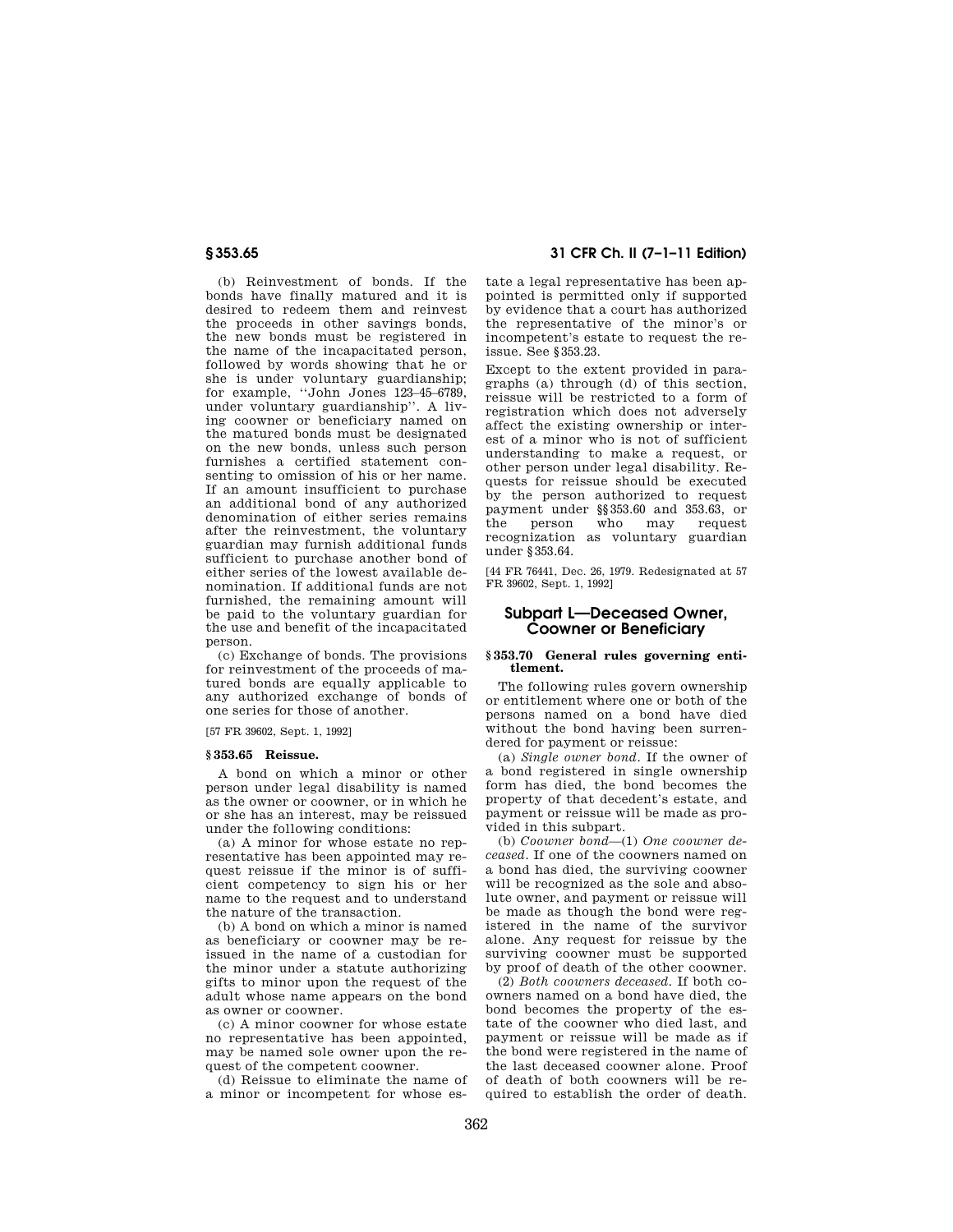(b) Reinvestment of bonds. If the bonds have finally matured and it is desired to redeem them and reinvest the proceeds in other savings bonds, the new bonds must be registered in the name of the incapacitated person, followed by words showing that he or she is under voluntary guardianship; for example, "John Jones 123–45–6789, under voluntary guardianship". A living coowner or beneficiary named on the matured bonds must be designated on the new bonds, unless such person furnishes a certified statement consenting to omission of his or her name. If an amount insufficient to purchase an additional bond of any authorized denomination of either series remains after the reinvestment, the voluntary guardian may furnish additional funds sufficient to purchase another bond of either series of the lowest available denomination. If additional funds are not furnished, the remaining amount will be paid to the voluntary guardian for the use and benefit of the incapacitated person.

(c) Exchange of bonds. The provisions for reinvestment of the proceeds of matured bonds are equally applicable to any authorized exchange of bonds of one series for those of another.

[57 FR 39602, Sept. 1, 1992]

### § 353.65 Reissue.

A bond on which a minor or other person under legal disability is named as the owner or coowner, or in which he or she has an interest, may be reissued under the following conditions:

(a) A minor for whose estate no representative has been appointed may request reissue if the minor is of sufficient competency to sign his or her name to the request and to understand the nature of the transaction.

(b) A bond on which a minor is named as beneficiary or coowner may be reissued in the name of a custodian for the minor under a statute authorizing gifts to minor upon the request of the adult whose name appears on the bond as owner or coowner.

(c) A minor coowner for whose estate no representative has been appointed, may be named sole owner upon the request of the competent coowner.

(d) Reissue to eliminate the name of a minor or incompetent for whose estate a legal representative has been appointed is permitted only if supported by evidence that a court has authorized the representative of the minor's or incompetent's estate to request the reissue. See § 353.23.

Except to the extent provided in paragraphs (a) through (d) of this section, reissue will be restricted to a form of registration which does not adversely affect the existing ownership or interest of a minor who is not of sufficient understanding to make a request, or other person under legal disability. Requests for reissue should be executed by the person authorized to request payment under §§ 353.60 and 353.63, or the person who may request recognization as voluntary guardian under § 353.64.

[44 FR 76441, Dec. 26, 1979. Redesignated at 57 FR 39602, Sept. 1, 1992]

## Subpart L—Deceased Owner, Coowner or Beneficiary

### § 353.70 General rules governing entitlement.

The following rules govern ownership or entitlement where one or both of the persons named on a bond have died without the bond having been surrendered for payment or reissue:

(a) *Single owner bond*. If the owner of a bond registered in single ownership form has died, the bond becomes the property of that decedent's estate, and payment or reissue will be made as provided in this subpart.

(b) *Coowner bond*—(1) *One coowner deceased*. If one of the coowners named on a bond has died, the surviving coowner will be recognized as the sole and absolute owner, and payment or reissue will be made as though the bond were registered in the name of the survivor alone. Any request for reissue by the surviving coowner must be supported by proof of death of the other coowner.

(2) *Both coowners deceased*. If both coowners named on a bond have died, the bond becomes the property of the estate of the coowner who died last, and payment or reissue will be made as if the bond were registered in the name of the last deceased coowner alone. Proof of death of both coowners will be required to establish the order of death.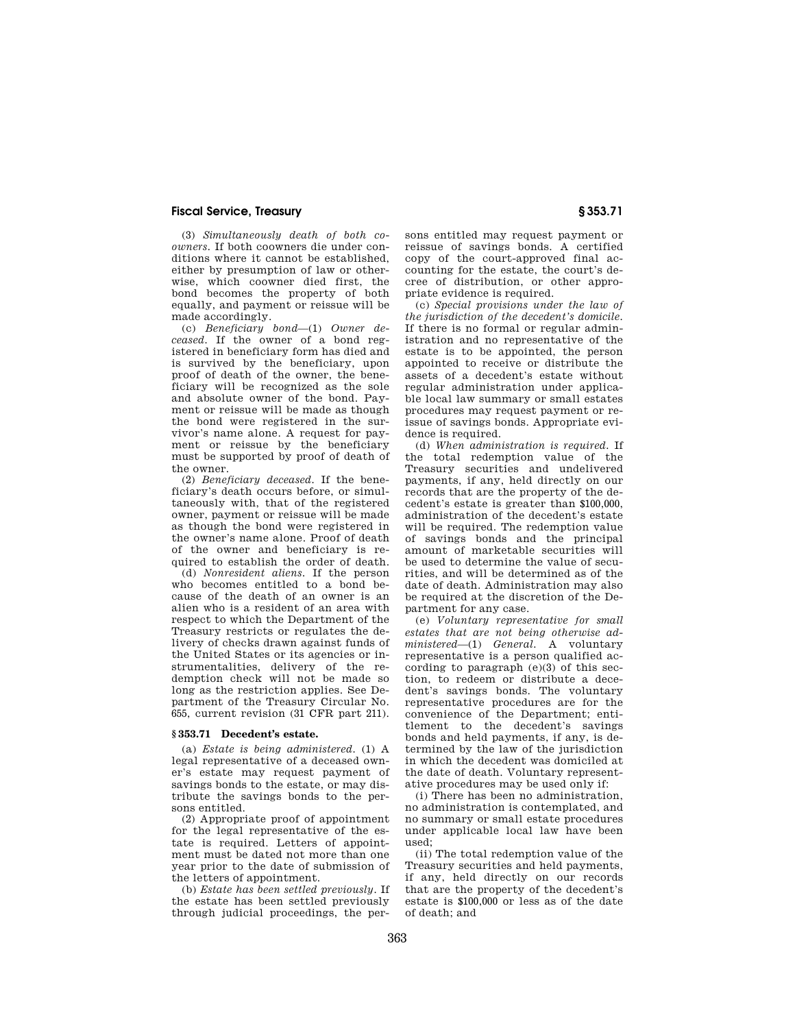(3) *Simultaneously death of both coowners.* If both coowners die under conditions where it cannot be established, either by presumption of law or otherwise, which coowner died first, the bond becomes the property of both equally, and payment or reissue will be made accordingly.

(c) *Beneficiary bond*—(1) *Owner deceased.* If the owner of a bond registered in beneficiary form has died and is survived by the beneficiary, upon proof of death of the owner, the beneficiary will be recognized as the sole and absolute owner of the bond. Payment or reissue will be made as though the bond were registered in the survivor's name alone. A request for payment or reissue by the beneficiary must be supported by proof of death of the owner.

(2) *Beneficiary deceased.* If the beneficiary's death occurs before, or simultaneously with, that of the registered owner, payment or reissue will be made as though the bond were registered in the owner's name alone. Proof of death of the owner and beneficiary is required to establish the order of death.

(d) *Nonresident aliens.* If the person who becomes entitled to a bond because of the death of an owner is an alien who is a resident of an area with respect to which the Department of the Treasury restricts or regulates the delivery of checks drawn against funds of the United States or its agencies or instrumentalities, delivery of the redemption check will not be made so long as the restriction applies. See Department of the Treasury Circular No. 655, current revision (31 CFR part 211).

## § 353.71 Decedent's estate.

(a) *Estate is being administered.* (1) A legal representative of a deceased owner's estate may request payment of savings bonds to the estate, or may distribute the savings bonds to the persons entitled.

(2) Appropriate proof of appointment for the legal representative of the estate is required. Letters of appointment must be dated not more than one year prior to the date of submission of the letters of appointment.

(b) *Estate has been settled previously.* If the estate has been settled previously through judicial proceedings, the persons entitled may request payment or reissue of savings bonds. A certified copy of the court-approved final accounting for the estate, the court's decree of distribution, or other appropriate evidence is required.

(c) *Special provisions under the law of the jurisdiction of the decedent's domicile.* If there is no formal or regular administration and no representative of the estate is to be appointed, the person appointed to receive or distribute the assets of a decedent's estate without regular administration under applicable local law summary or small estates procedures may request payment or reissue of savings bonds. Appropriate evidence is required.

(d) *When administration is required.* If the total redemption value of the Treasury securities and undelivered payments, if any, held directly on our records that are the property of the decedent's estate is greater than $100,000, administration of the decedent's estate will be required. The redemption value of savings bonds and the principal amount of marketable securities will be used to determine the value of securities, and will be determined as of the date of death. Administration may also be required at the discretion of the Department for any case.

(e) *Voluntary representative for small estates that are not being otherwise administered*—(1) *General.* A voluntary representative is a person qualified according to paragraph (e)(3) of this section, to redeem or distribute a decedent's savings bonds. The voluntary representative procedures are for the convenience of the Department; entitlement to the decedent's savings bonds and held payments, if any, is determined by the law of the jurisdiction in which the decedent was domiciled at the date of death. Voluntary representative procedures may be used only if:

(i) There has been no administration, no administration is contemplated, and no summary or small estate procedures under applicable local law have been used;

(ii) The total redemption value of the Treasury securities and held payments, if any, held directly on our records that are the property of the decedent's estate is $100,000 or less as of the date of death; and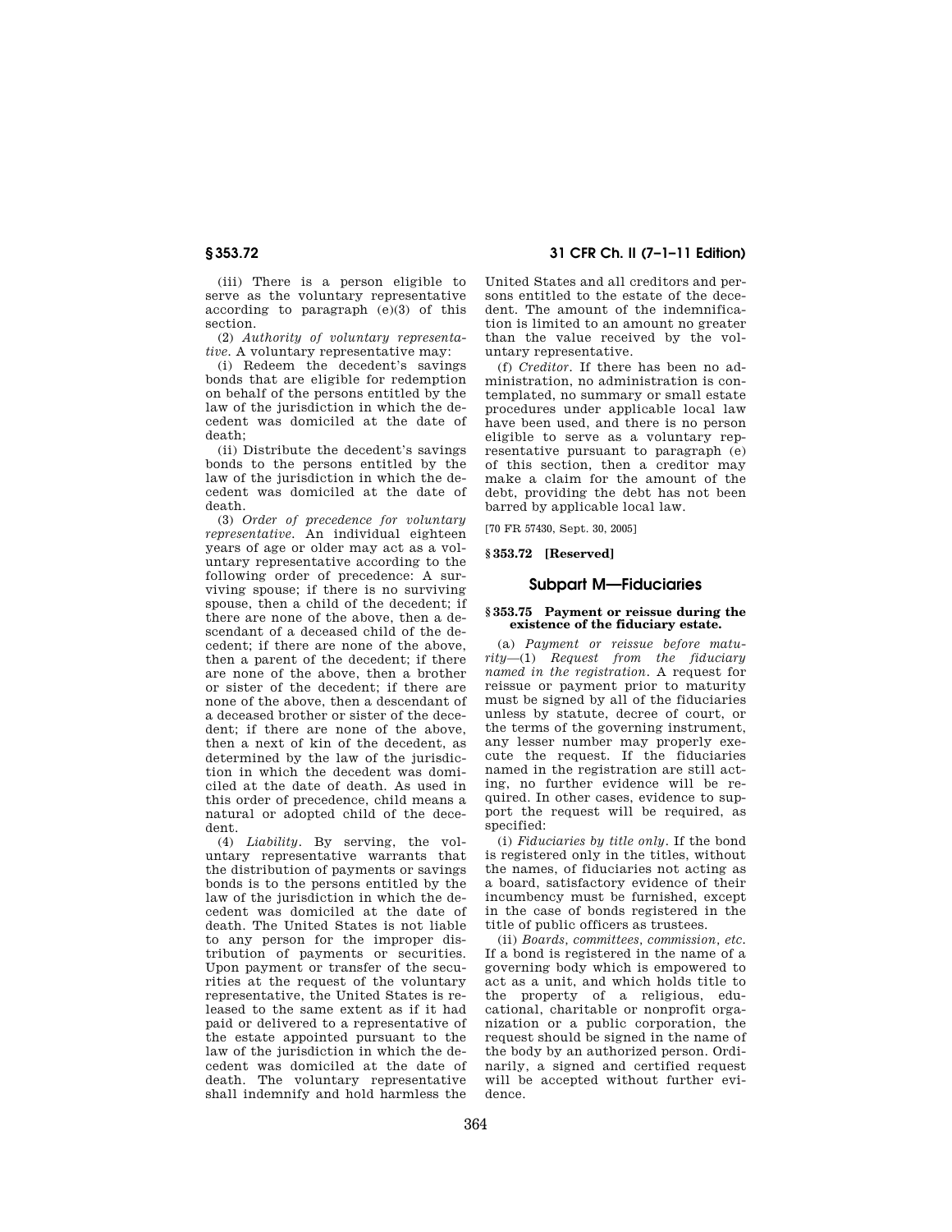(iii) There is a person eligible to serve as the voluntary representative according to paragraph (e)(3) of this section.

(2) *Authority of voluntary representative.* A voluntary representative may:

(i) Redeem the decedent's savings bonds that are eligible for redemption on behalf of the persons entitled by the law of the jurisdiction in which the decedent was domiciled at the date of death;

(ii) Distribute the decedent's savings bonds to the persons entitled by the law of the jurisdiction in which the decedent was domiciled at the date of death.

(3) *Order of precedence for voluntary representative.* An individual eighteen years of age or older may act as a voluntary representative according to the following order of precedence: A surviving spouse; if there is no surviving spouse, then a child of the decedent; if there are none of the above, then a descendant of a deceased child of the decedent; if there are none of the above, then a parent of the decedent; if there are none of the above, then a brother or sister of the decedent; if there are none of the above, then a descendant of a deceased brother or sister of the decedent; if there are none of the above, then a next of kin of the decedent, as determined by the law of the jurisdiction in which the decedent was domiciled at the date of death. As used in this order of precedence, child means a natural or adopted child of the decedent.

(4) *Liability.* By serving, the voluntary representative warrants that the distribution of payments or savings bonds is to the persons entitled by the law of the jurisdiction in which the decedent was domiciled at the date of death. The United States is not liable to any person for the improper distribution of payments or securities. Upon payment or transfer of the securities at the request of the voluntary representative, the United States is released to the same extent as if it had paid or delivered to a representative of the estate appointed pursuant to the law of the jurisdiction in which the decedent was domiciled at the date of death. The voluntary representative shall indemnify and hold harmless the United States and all creditors and persons entitled to the estate of the decedent. The amount of the indemnification is limited to an amount no greater than the value received by the voluntary representative.

(f) *Creditor.* If there has been no administration, no administration is contemplated, no summary or small estate procedures under applicable local law have been used, and there is no person eligible to serve as a voluntary representative pursuant to paragraph (e) of this section, then a creditor may make a claim for the amount of the debt, providing the debt has not been barred by applicable local law.

[70 FR 57430, Sept. 30, 2005]

### § 353.72 [Reserved]

## Subpart M—Fiduciaries

### § 353.75 Payment or reissue during the existence of the fiduciary estate.

(a) *Payment or reissue before maturity*—(1) *Request from the fiduciary named in the registration.* A request for reissue or payment prior to maturity must be signed by all of the fiduciaries unless by statute, decree of court, or the terms of the governing instrument, any lesser number may properly execute the request. If the fiduciaries named in the registration are still acting, no further evidence will be required. In other cases, evidence to support the request will be required, as specified:

(i) *Fiduciaries by title only.* If the bond is registered only in the titles, without the names, of fiduciaries not acting as a board, satisfactory evidence of their incumbency must be furnished, except in the case of bonds registered in the title of public officers as trustees.

(ii) *Boards, committees, commission, etc.* If a bond is registered in the name of a governing body which is empowered to act as a unit, and which holds title to the property of a religious, educational, charitable or nonprofit organization or a public corporation, the request should be signed in the name of the body by an authorized person. Ordinarily, a signed and certified request will be accepted without further evidence.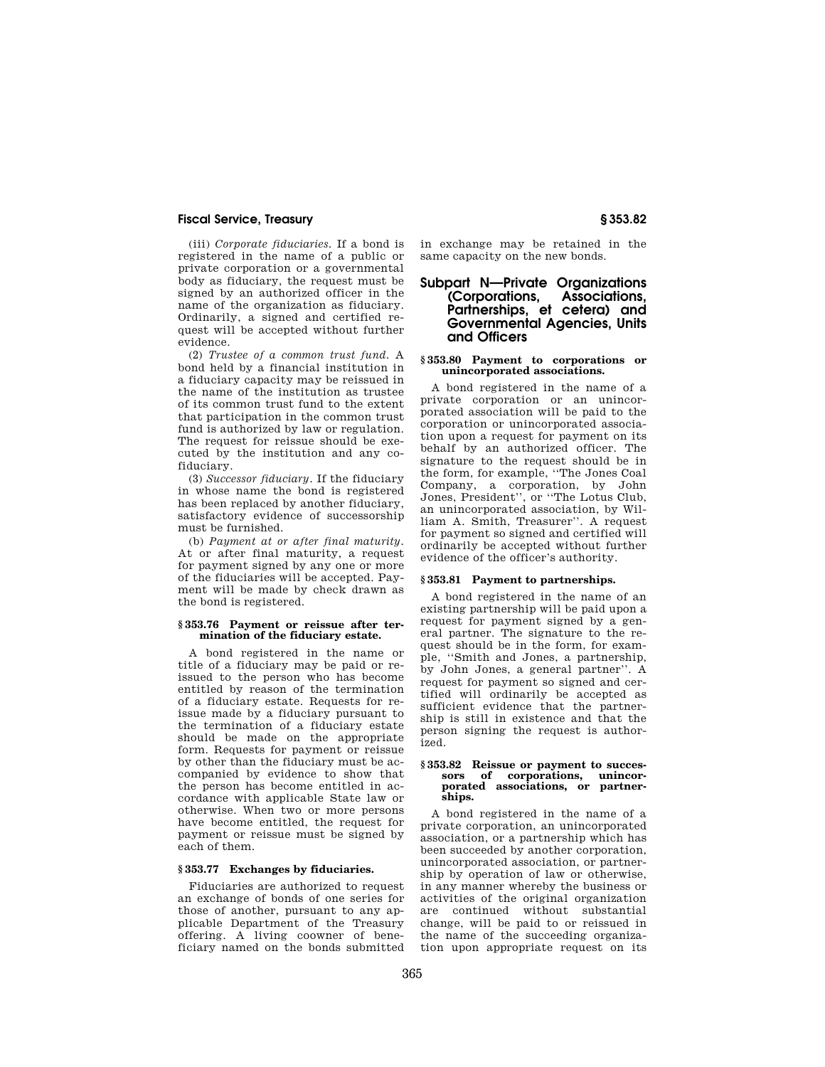(iii) *Corporate fiduciaries.* If a bond is registered in the name of a public or private corporation or a governmental body as fiduciary, the request must be signed by an authorized officer in the name of the organization as fiduciary. Ordinarily, a signed and certified request will be accepted without further evidence.

(2) *Trustee of a common trust fund.* A bond held by a financial institution in a fiduciary capacity may be reissued in the name of the institution as trustee of its common trust fund to the extent that participation in the common trust fund is authorized by law or regulation. The request for reissue should be executed by the institution and any cofiduciary.

(3) *Successor fiduciary.* If the fiduciary in whose name the bond is registered has been replaced by another fiduciary, satisfactory evidence of successorship must be furnished.

(b) *Payment at or after final maturity.* At or after final maturity, a request for payment signed by any one or more of the fiduciaries will be accepted. Payment will be made by check drawn as the bond is registered.

#### § 353.76 Payment or reissue after termination of the fiduciary estate.

A bond registered in the name or title of a fiduciary may be paid or reissued to the person who has become entitled by reason of the termination of a fiduciary estate. Requests for reissue made by a fiduciary pursuant to the termination of a fiduciary estate should be made on the appropriate form. Requests for payment or reissue by other than the fiduciary must be accompanied by evidence to show that the person has become entitled in accordance with applicable State law or otherwise. When two or more persons have become entitled, the request for payment or reissue must be signed by each of them.

#### § 353.77 Exchanges by fiduciaries.

Fiduciaries are authorized to request an exchange of bonds of one series for those of another, pursuant to any applicable Department of the Treasury offering. A living coowner of beneficiary named on the bonds submitted in exchange may be retained in the same capacity on the new bonds.

## Subpart N—Private Organizations (Corporations, Associations, Partnerships, et cetera) and Governmental Agencies, Units and Officers

#### § 353.80 Payment to corporations or unincorporated associations.

A bond registered in the name of a private corporation or an unincorporated association will be paid to the corporation or unincorporated association upon a request for payment on its behalf by an authorized officer. The signature to the request should be in the form, for example, "The Jones Coal Company, a corporation, by John Jones, President", or "The Lotus Club, an unincorporated association, by William A. Smith, Treasurer". A request for payment so signed and certified will ordinarily be accepted without further evidence of the officer's authority.

#### § 353.81 Payment to partnerships.

A bond registered in the name of an existing partnership will be paid upon a request for payment signed by a general partner. The signature to the request should be in the form, for example, "Smith and Jones, a partnership, by John Jones, a general partner". A request for payment so signed and certified will ordinarily be accepted as sufficient evidence that the partnership is still in existence and that the person signing the request is authorized.

#### § 353.82 Reissue or payment to successors of corporations, unincorporated associations, or partnerships.

A bond registered in the name of a private corporation, an unincorporated association, or a partnership which has been succeeded by another corporation, unincorporated association, or partnership by operation of law or otherwise, in any manner whereby the business or activities of the original organization are continued without substantial change, will be paid to or reissued in the name of the succeeding organization upon appropriate request on its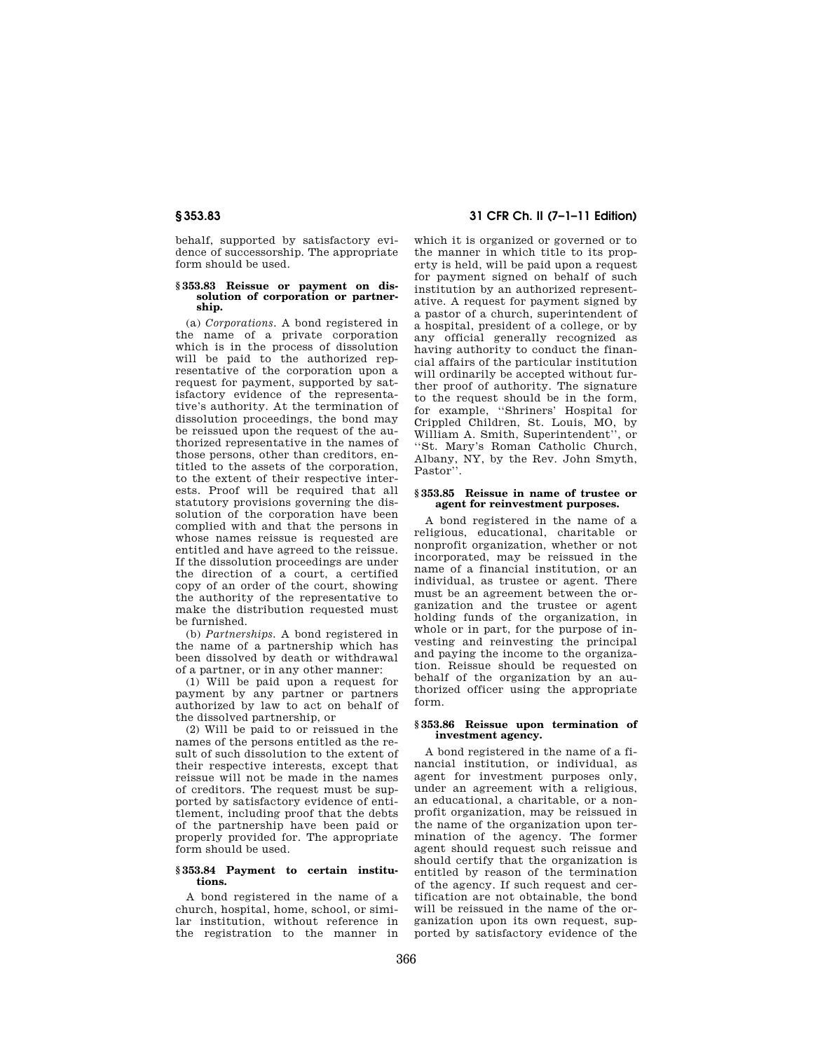behalf, supported by satisfactory evidence of successorship. The appropriate form should be used.

#### § 353.83 Reissue or payment on dissolution of corporation or partnership.

(a) *Corporations.* A bond registered in the name of a private corporation which is in the process of dissolution will be paid to the authorized representative of the corporation upon a request for payment, supported by satisfactory evidence of the representative's authority. At the termination of dissolution proceedings, the bond may be reissued upon the request of the authorized representative in the names of those persons, other than creditors, entitled to the assets of the corporation, to the extent of their respective interests. Proof will be required that all statutory provisions governing the dissolution of the corporation have been complied with and that the persons in whose names reissue is requested are entitled and have agreed to the reissue. If the dissolution proceedings are under the direction of a court, a certified copy of an order of the court, showing the authority of the representative to make the distribution requested must be furnished.

(b) *Partnerships.* A bond registered in the name of a partnership which has been dissolved by death or withdrawal of a partner, or in any other manner:

(1) Will be paid upon a request for payment by any partner or partners authorized by law to act on behalf of the dissolved partnership, or

(2) Will be paid to or reissued in the names of the persons entitled as the result of such dissolution to the extent of their respective interests, except that reissue will not be made in the names of creditors. The request must be supported by satisfactory evidence of entitlement, including proof that the debts of the partnership have been paid or properly provided for. The appropriate form should be used.

#### § 353.84 Payment to certain institutions.

A bond registered in the name of a church, hospital, home, school, or similar institution, without reference in the registration to the manner in which it is organized or governed or to the manner in which title to its property is held, will be paid upon a request for payment signed on behalf of such institution by an authorized representative. A request for payment signed by a pastor of a church, superintendent of a hospital, president of a college, or by any official generally recognized as having authority to conduct the financial affairs of the particular institution will ordinarily be accepted without further proof of authority. The signature to the request should be in the form, for example, ''Shriners' Hospital for Crippled Children, St. Louis, MO, by William A. Smith, Superintendent'', or ''St. Mary's Roman Catholic Church, Albany, NY, by the Rev. John Smyth, Pastor''.

#### § 353.85 Reissue in name of trustee or agent for reinvestment purposes.

A bond registered in the name of a religious, educational, charitable or nonprofit organization, whether or not incorporated, may be reissued in the name of a financial institution, or an individual, as trustee or agent. There must be an agreement between the organization and the trustee or agent holding funds of the organization, in whole or in part, for the purpose of investing and reinvesting the principal and paying the income to the organization. Reissue should be requested on behalf of the organization by an authorized officer using the appropriate form.

#### § 353.86 Reissue upon termination of investment agency.

A bond registered in the name of a financial institution, or individual, as agent for investment purposes only, under an agreement with a religious, an educational, a charitable, or a nonprofit organization, may be reissued in the name of the organization upon termination of the agency. The former agent should request such reissue and should certify that the organization is entitled by reason of the termination of the agency. If such request and certification are not obtainable, the bond will be reissued in the name of the organization upon its own request, supported by satisfactory evidence of the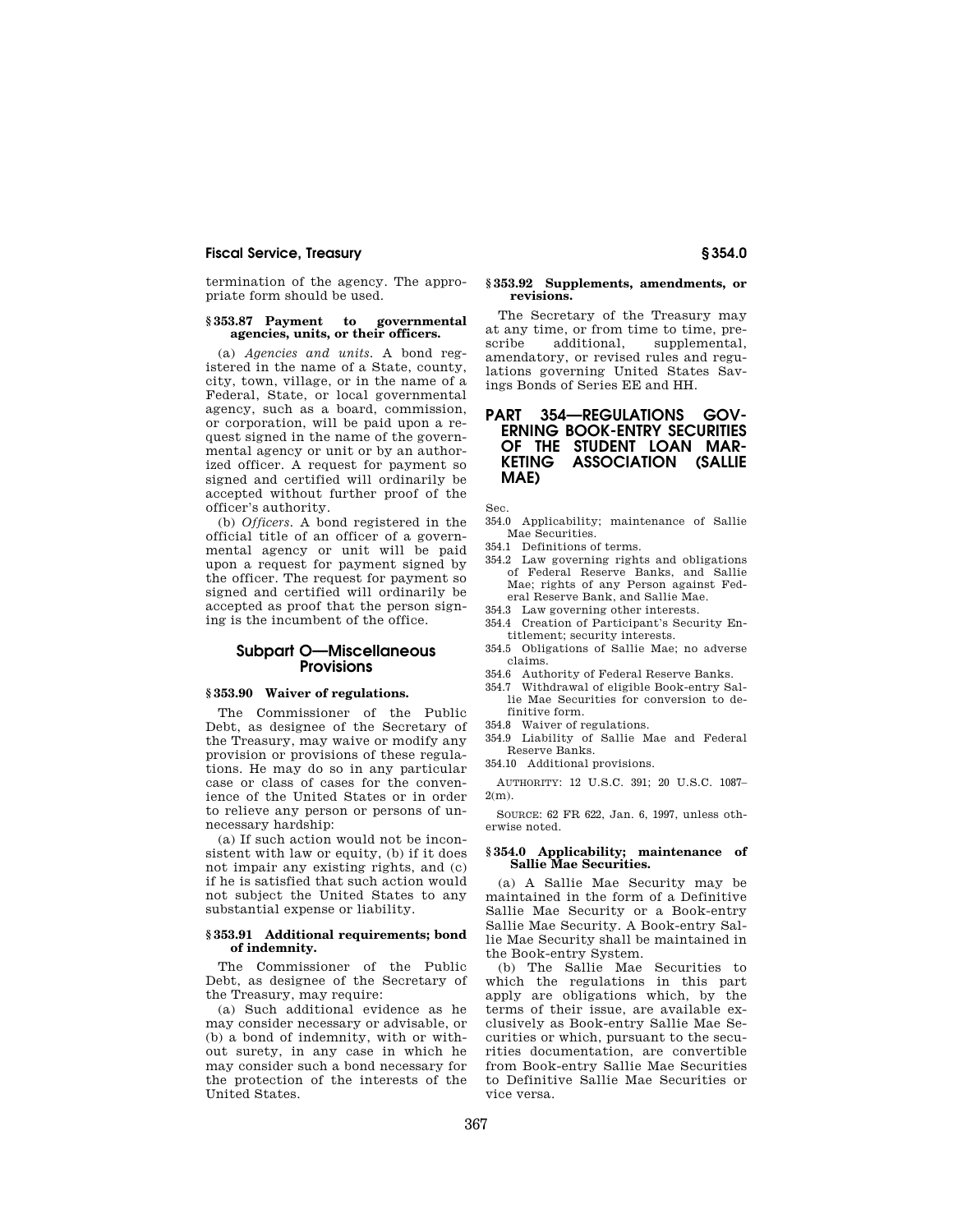termination of the agency. The appropriate form should be used.

**§ 353.87 Payment to governmental agencies, units, or their officers.**

(a) *Agencies and units.* A bond registered in the name of a State, county, city, town, village, or in the name of a Federal, State, or local governmental agency, such as a board, commission, or corporation, will be paid upon a request signed in the name of the governmental agency or unit or by an authorized officer. A request for payment so signed and certified will ordinarily be accepted without further proof of the officer's authority.

(b) *Officers.* A bond registered in the official title of an officer of a governmental agency or unit will be paid upon a request for payment signed by the officer. The request for payment so signed and certified will ordinarily be accepted as proof that the person signing is the incumbent of the office.

## Subpart O—Miscellaneous Provisions

**§ 353.90 Waiver of regulations.**

The Commissioner of the Public Debt, as designee of the Secretary of the Treasury, may waive or modify any provision or provisions of these regulations. He may do so in any particular case or class of cases for the convenience of the United States or in order to relieve any person or persons of unnecessary hardship:

(a) If such action would not be inconsistent with law or equity, (b) if it does not impair any existing rights, and (c) if he is satisfied that such action would not subject the United States to any substantial expense or liability.

**§ 353.91 Additional requirements; bond of indemnity.**

The Commissioner of the Public Debt, as designee of the Secretary of the Treasury, may require:

(a) Such additional evidence as he may consider necessary or advisable, or (b) a bond of indemnity, with or without surety, in any case in which he may consider such a bond necessary for the protection of the interests of the United States.

**§ 353.92 Supplements, amendments, or revisions.**

The Secretary of the Treasury may at any time, or from time to time, prescribe additional, supplemental, amendatory, or revised rules and regulations governing United States Savings Bonds of Series EE and HH.

# PART 354—REGULATIONS GOVERNING BOOK-ENTRY SECURITIES OF THE STUDENT LOAN MARKETING ASSOCIATION (SALLIE MAE)

Sec.
354.0 Applicability; maintenance of Sallie Mae Securities.
354.1 Definitions of terms.
354.2 Law governing rights and obligations of Federal Reserve Banks, and Sallie Mae; rights of any Person against Federal Reserve Bank, and Sallie Mae.
354.3 Law governing other interests.
354.4 Creation of Participant's Security Entitlement; security interests.
354.5 Obligations of Sallie Mae; no adverse claims.
354.6 Authority of Federal Reserve Banks.
354.7 Withdrawal of eligible Book-entry Sallie Mae Securities for conversion to definitive form.
354.8 Waiver of regulations.
354.9 Liability of Sallie Mae and Federal Reserve Banks.
354.10 Additional provisions.

AUTHORITY: 12 U.S.C. 391; 20 U.S.C. 1087–2(m).

SOURCE: 62 FR 622, Jan. 6, 1997, unless otherwise noted.

**§ 354.0 Applicability; maintenance of Sallie Mae Securities.**

(a) A Sallie Mae Security may be maintained in the form of a Definitive Sallie Mae Security or a Book-entry Sallie Mae Security. A Book-entry Sallie Mae Security shall be maintained in the Book-entry System.

(b) The Sallie Mae Securities to which the regulations in this part apply are obligations which, by the terms of their issue, are available exclusively as Book-entry Sallie Mae Securities or which, pursuant to the securities documentation, are convertible from Book-entry Sallie Mae Securities to Definitive Sallie Mae Securities or vice versa.